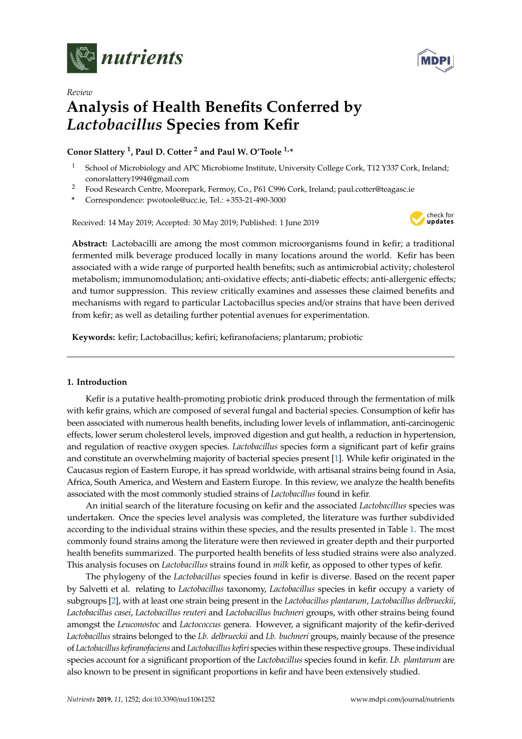*Review*

# Analysis of Health Benefits Conferred by *Lactobacillus* Species from Kefir

**Conor Slattery [1], Paul D. Cotter [2] and Paul W. O'Toole [1,*]**

[1] School of Microbiology and APC Microbiome Institute, University College Cork, T12 Y337 Cork, Ireland; conorslattery1994@gmail.com

[2] Food Research Centre, Moorepark, Fermoy, Co., P61 C996 Cork, Ireland; paul.cotter@teagasc.ie

[*] Correspondence: pwotoole@ucc.ie, Tel.: +353-21-490-3000

Received: 14 May 2019; Accepted: 30 May 2019; Published: 1 June 2019

**Abstract:** Lactobacilli are among the most common microorganisms found in kefir; a traditional fermented milk beverage produced locally in many locations around the world. Kefir has been associated with a wide range of purported health benefits; such as antimicrobial activity; cholesterol metabolism; immunomodulation; anti-oxidative effects; anti-diabetic effects; anti-allergenic effects; and tumor suppression. This review critically examines and assesses these claimed benefits and mechanisms with regard to particular Lactobacillus species and/or strains that have been derived from kefir; as well as detailing further potential avenues for experimentation.

**Keywords:** kefir; Lactobacillus; kefiri; kefiranofaciens; plantarum; probiotic

## 1. Introduction

Kefir is a putative health-promoting probiotic drink produced through the fermentation of milk with kefir grains, which are composed of several fungal and bacterial species. Consumption of kefir has been associated with numerous health benefits, including lower levels of inflammation, anti-carcinogenic effects, lower serum cholesterol levels, improved digestion and gut health, a reduction in hypertension, and regulation of reactive oxygen species. *Lactobacillus* species form a significant part of kefir grains and constitute an overwhelming majority of bacterial species present [1]. While kefir originated in the Caucasus region of Eastern Europe, it has spread worldwide, with artisanal strains being found in Asia, Africa, South America, and Western and Eastern Europe. In this review, we analyze the health benefits associated with the most commonly studied strains of *Lactobacillus* found in kefir.

An initial search of the literature focusing on kefir and the associated *Lactobacillus* species was undertaken. Once the species level analysis was completed, the literature was further subdivided according to the individual strains within these species, and the results presented in Table 1. The most commonly found strains among the literature were then reviewed in greater depth and their purported health benefits summarized. The purported health benefits of less studied strains were also analyzed. This analysis focuses on *Lactobacillus* strains found in *milk* kefir, as opposed to other types of kefir.

The phylogeny of the *Lactobacillus* species found in kefir is diverse. Based on the recent paper by Salvetti et al. relating to *Lactobacillus* taxonomy, *Lactobacillus* species in kefir occupy a variety of subgroups [2], with at least one strain being present in the *Lactobacillus plantarum*, *Lactobacillus delbrueckii*, *Lactobacillus casei*, *Lactobacillus reuteri* and *Lactobacillus buchneri* groups, with other strains being found amongst the *Leuconostoc* and *Lactococcus* genera. However, a significant majority of the kefir-derived *Lactobacillus* strains belonged to the *Lb. delbrueckii* and *Lb. buchneri* groups, mainly because of the presence of *Lactobacillus kefiranofaciens* and *Lactobacillus kefiri* species within these respective groups. These individual species account for a significant proportion of the *Lactobacillus* species found in kefir. *Lb. plantarum* are also known to be present in significant proportions in kefir and have been extensively studied.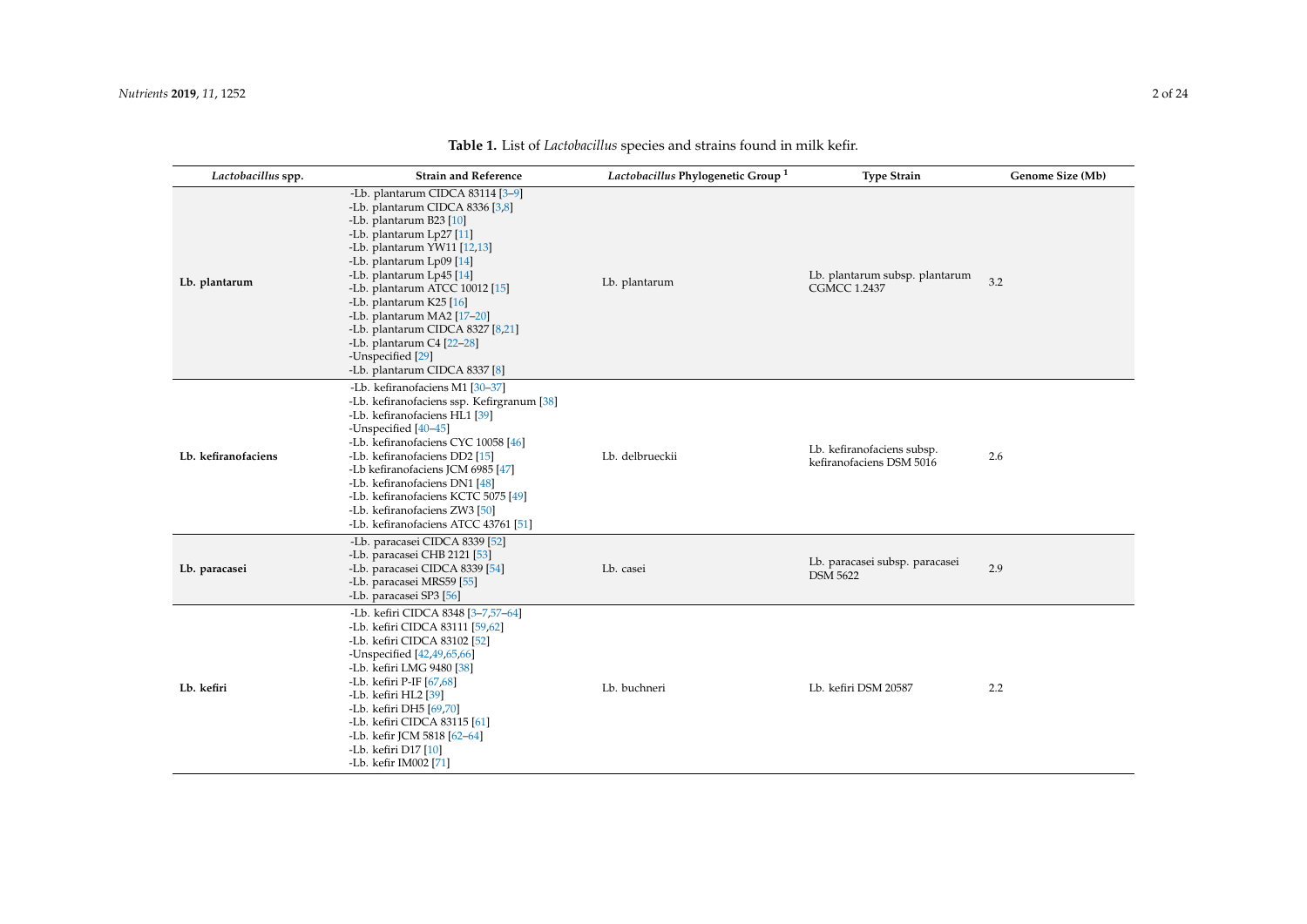**Table 1.** List of *Lactobacillus* species and strains found in milk kefir.

| *Lactobacillus* spp. | Strain and Reference | *Lactobacillus* Phylogenetic Group [1] | Type Strain | Genome Size (Mb) |
|---|---|---|---|---|
| **Lb. plantarum** | -Lb. plantarum CIDCA 83114 [3–9]<br>-Lb. plantarum CIDCA 8336 [3,8]<br>-Lb. plantarum B23 [10]<br>-Lb. plantarum Lp27 [11]<br>-Lb. plantarum YW11 [12,13]<br>-Lb. plantarum Lp09 [14]<br>-Lb. plantarum Lp45 [14]<br>-Lb. plantarum ATCC 10012 [15]<br>-Lb. plantarum K25 [16]<br>-Lb. plantarum MA2 [17–20]<br>-Lb. plantarum CIDCA 8327 [8,21]<br>-Lb. plantarum C4 [22–28]<br>-Unspecified [29]<br>-Lb. plantarum CIDCA 8337 [8] | Lb. plantarum | Lb. plantarum subsp. plantarum CGMCC 1.2437 | 3.2 |
| **Lb. kefiranofaciens** | -Lb. kefiranofaciens M1 [30–37]<br>-Lb. kefiranofaciens ssp. Kefirgranum [38]<br>-Lb. kefiranofaciens HL1 [39]<br>-Unspecified [40–45]<br>-Lb. kefiranofaciens CYC 10058 [46]<br>-Lb. kefiranofaciens DD2 [15]<br>-Lb kefiranofaciens JCM 6985 [47]<br>-Lb. kefiranofaciens DN1 [48]<br>-Lb. kefiranofaciens KCTC 5075 [49]<br>-Lb. kefiranofaciens ZW3 [50]<br>-Lb. kefiranofaciens ATCC 43761 [51] | Lb. delbrueckii | Lb. kefiranofaciens subsp. kefiranofaciens DSM 5016 | 2.6 |
| **Lb. paracasei** | -Lb. paracasei CIDCA 8339 [52]<br>-Lb. paracasei CHB 2121 [53]<br>-Lb. paracasei CIDCA 8339 [54]<br>-Lb. paracasei MRS59 [55]<br>-Lb. paracasei SP3 [56] | Lb. casei | Lb. paracasei subsp. paracasei DSM 5622 | 2.9 |
| **Lb. kefiri** | -Lb. kefiri CIDCA 8348 [3–7,57–64]<br>-Lb. kefiri CIDCA 83111 [59,62]<br>-Lb. kefiri CIDCA 83102 [52]<br>-Unspecified [42,49,65,66]<br>-Lb. kefiri LMG 9480 [38]<br>-Lb. kefiri P-IF [67,68]<br>-Lb. kefiri HL2 [39]<br>-Lb. kefiri DH5 [69,70]<br>-Lb. kefiri CIDCA 83115 [61]<br>-Lb. kefir JCM 5818 [62–64]<br>-Lb. kefiri D17 [10]<br>-Lb. kefir IM002 [71] | Lb. buchneri | Lb. kefiri DSM 20587 | 2.2 |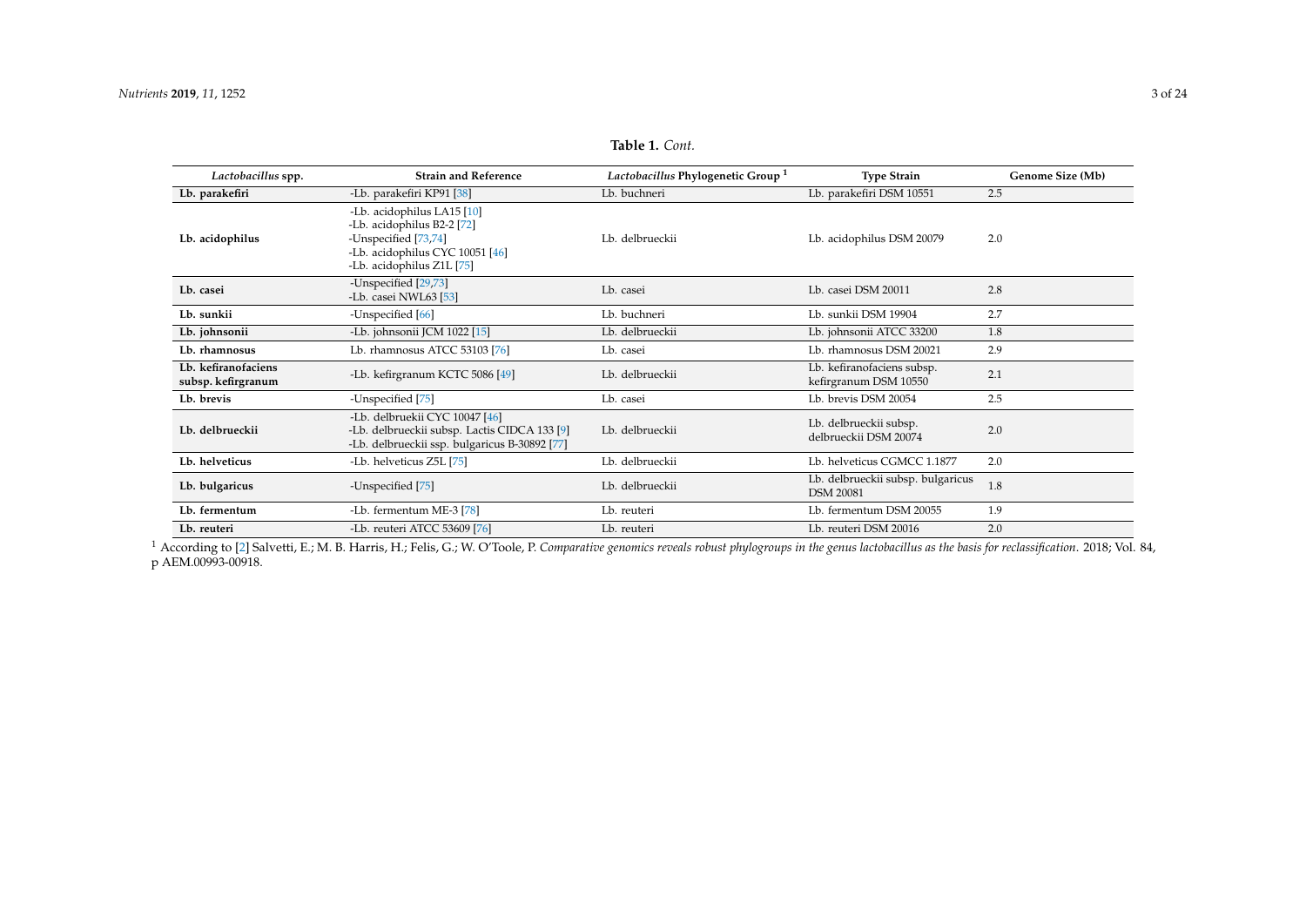**Table 1.** *Cont.*

| *Lactobacillus* spp. | Strain and Reference | *Lactobacillus* Phylogenetic Group [1] | Type Strain | Genome Size (Mb) |
|---|---|---|---|---|
| **Lb. parakefiri** | -Lb. parakefiri KP91 [38] | Lb. buchneri | Lb. parakefiri DSM 10551 | 2.5 |
| **Lb. acidophilus** | -Lb. acidophilus LA15 [10]<br>-Lb. acidophilus B2-2 [72]<br>-Unspecified [73,74]<br>-Lb. acidophilus CYC 10051 [46]<br>-Lb. acidophilus Z1L [75] | Lb. delbrueckii | Lb. acidophilus DSM 20079 | 2.0 |
| **Lb. casei** | -Unspecified [29,73]<br>-Lb. casei NWL63 [53] | Lb. casei | Lb. casei DSM 20011 | 2.8 |
| **Lb. sunkii** | -Unspecified [66] | Lb. buchneri | Lb. sunkii DSM 19904 | 2.7 |
| **Lb. johnsonii** | -Lb. johnsonii JCM 1022 [15] | Lb. delbrueckii | Lb. johnsonii ATCC 33200 | 1.8 |
| **Lb. rhamnosus** | Lb. rhamnosus ATCC 53103 [76] | Lb. casei | Lb. rhamnosus DSM 20021 | 2.9 |
| **Lb. kefiranofaciens subsp. kefirgranum** | -Lb. kefirgranum KCTC 5086 [49] | Lb. delbrueckii | Lb. kefiranofaciens subsp. kefirgranum DSM 10550 | 2.1 |
| **Lb. brevis** | -Unspecified [75] | Lb. casei | Lb. brevis DSM 20054 | 2.5 |
| **Lb. delbrueckii** | -Lb. delbruekii CYC 10047 [46]<br>-Lb. delbrueckii subsp. Lactis CIDCA 133 [9]<br>-Lb. delbrueckii ssp. bulgaricus B-30892 [77] | Lb. delbrueckii | Lb. delbrueckii subsp. delbrueckii DSM 20074 | 2.0 |
| **Lb. helveticus** | -Lb. helveticus Z5L [75] | Lb. delbrueckii | Lb. helveticus CGMCC 1.1877 | 2.0 |
| **Lb. bulgaricus** | -Unspecified [75] | Lb. delbrueckii | Lb. delbrueckii subsp. bulgaricus DSM 20081 | 1.8 |
| **Lb. fermentum** | -Lb. fermentum ME-3 [78] | Lb. reuteri | Lb. fermentum DSM 20055 | 1.9 |
| **Lb. reuteri** | -Lb. reuteri ATCC 53609 [76] | Lb. reuteri | Lb. reuteri DSM 20016 | 2.0 |

[1] According to [2] Salvetti, E.; M. B. Harris, H.; Felis, G.; W. O'Toole, P. *Comparative genomics reveals robust phylogroups in the genus lactobacillus as the basis for reclassification*. 2018; Vol. 84, p AEM.00993-00918.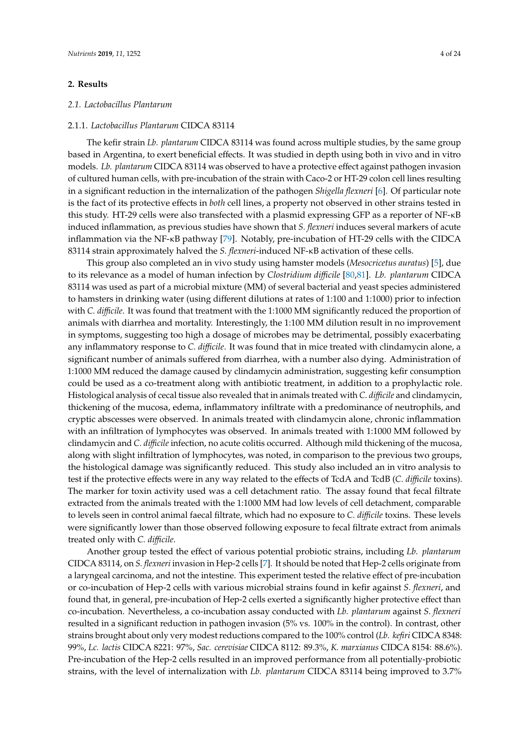## 2. Results

### 2.1. *Lactobacillus Plantarum*

#### 2.1.1. *Lactobacillus Plantarum* CIDCA 83114

The kefir strain *Lb. plantarum* CIDCA 83114 was found across multiple studies, by the same group based in Argentina, to exert beneficial effects. It was studied in depth using both in vivo and in vitro models. *Lb. plantarum* CIDCA 83114 was observed to have a protective effect against pathogen invasion of cultured human cells, with pre-incubation of the strain with Caco-2 or HT-29 colon cell lines resulting in a significant reduction in the internalization of the pathogen *Shigella flexneri* [6]. Of particular note is the fact of its protective effects in *both* cell lines, a property not observed in other strains tested in this study. HT-29 cells were also transfected with a plasmid expressing GFP as a reporter of NF-κB induced inflammation, as previous studies have shown that *S. flexneri* induces several markers of acute inflammation via the NF-κB pathway [79]. Notably, pre-incubation of HT-29 cells with the CIDCA 83114 strain approximately halved the *S. flexneri*-induced NF-κB activation of these cells.

This group also completed an in vivo study using hamster models (*Mesocricetus auratus*) [5], due to its relevance as a model of human infection by *Clostridium difficile* [80,81]. *Lb. plantarum* CIDCA 83114 was used as part of a microbial mixture (MM) of several bacterial and yeast species administered to hamsters in drinking water (using different dilutions at rates of 1:100 and 1:1000) prior to infection with *C. difficile*. It was found that treatment with the 1:1000 MM significantly reduced the proportion of animals with diarrhea and mortality. Interestingly, the 1:100 MM dilution result in no improvement in symptoms, suggesting too high a dosage of microbes may be detrimental, possibly exacerbating any inflammatory response to *C. difficile*. It was found that in mice treated with clindamycin alone, a significant number of animals suffered from diarrhea, with a number also dying. Administration of 1:1000 MM reduced the damage caused by clindamycin administration, suggesting kefir consumption could be used as a co-treatment along with antibiotic treatment, in addition to a prophylactic role. Histological analysis of cecal tissue also revealed that in animals treated with *C. difficile* and clindamycin, thickening of the mucosa, edema, inflammatory infiltrate with a predominance of neutrophils, and cryptic abscesses were observed. In animals treated with clindamycin alone, chronic inflammation with an infiltration of lymphocytes was observed. In animals treated with 1:1000 MM followed by clindamycin and *C. difficile* infection, no acute colitis occurred. Although mild thickening of the mucosa, along with slight infiltration of lymphocytes, was noted, in comparison to the previous two groups, the histological damage was significantly reduced. This study also included an in vitro analysis to test if the protective effects were in any way related to the effects of TcdA and TcdB (*C. difficile* toxins). The marker for toxin activity used was a cell detachment ratio. The assay found that fecal filtrate extracted from the animals treated with the 1:1000 MM had low levels of cell detachment, comparable to levels seen in control animal faecal filtrate, which had no exposure to *C. difficile* toxins. These levels were significantly lower than those observed following exposure to fecal filtrate extract from animals treated only with *C. difficile*.

Another group tested the effect of various potential probiotic strains, including *Lb. plantarum* CIDCA 83114, on *S. flexneri* invasion in Hep-2 cells [7]. It should be noted that Hep-2 cells originate from a laryngeal carcinoma, and not the intestine. This experiment tested the relative effect of pre-incubation or co-incubation of Hep-2 cells with various microbial strains found in kefir against *S. flexneri*, and found that, in general, pre-incubation of Hep-2 cells exerted a significantly higher protective effect than co-incubation. Nevertheless, a co-incubation assay conducted with *Lb. plantarum* against *S. flexneri* resulted in a significant reduction in pathogen invasion (5% vs. 100% in the control). In contrast, other strains brought about only very modest reductions compared to the 100% control (*Lb. kefiri* CIDCA 8348: 99%, *Lc. lactis* CIDCA 8221: 97%, *Sac. cerevisiae* CIDCA 8112: 89.3%, *K. marxianus* CIDCA 8154: 88.6%). Pre-incubation of the Hep-2 cells resulted in an improved performance from all potentially-probiotic strains, with the level of internalization with *Lb. plantarum* CIDCA 83114 being improved to 3.7%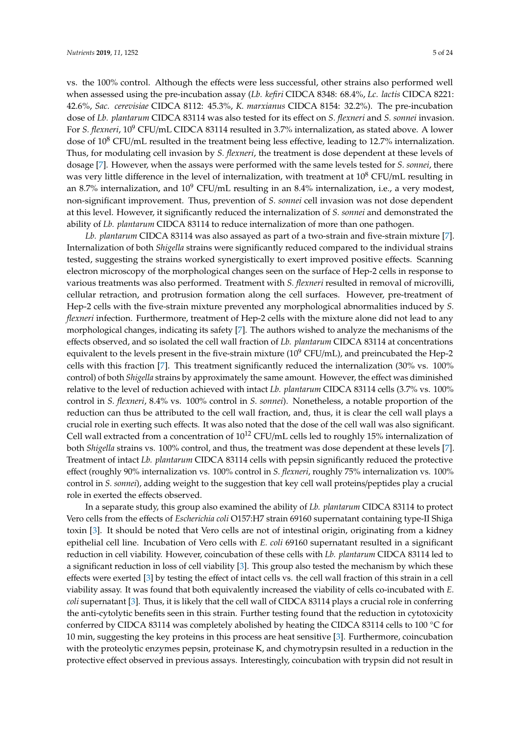vs. the 100% control. Although the effects were less successful, other strains also performed well when assessed using the pre-incubation assay (*Lb. kefiri* CIDCA 8348: 68.4%, *Lc. lactis* CIDCA 8221: 42.6%, *Sac. cerevisiae* CIDCA 8112: 45.3%, *K. marxianus* CIDCA 8154: 32.2%). The pre-incubation dose of *Lb. plantarum* CIDCA 83114 was also tested for its effect on *S. flexneri* and *S. sonnei* invasion. For *S. flexneri*, $10^9$ CFU/mL CIDCA 83114 resulted in 3.7% internalization, as stated above. A lower dose of $10^8$ CFU/mL resulted in the treatment being less effective, leading to 12.7% internalization. Thus, for modulating cell invasion by *S. flexneri*, the treatment is dose dependent at these levels of dosage [7]. However, when the assays were performed with the same levels tested for *S. sonnei*, there was very little difference in the level of internalization, with treatment at $10^8$ CFU/mL resulting in an 8.7% internalization, and $10^9$ CFU/mL resulting in an 8.4% internalization, i.e., a very modest, non-significant improvement. Thus, prevention of *S. sonnei* cell invasion was not dose dependent at this level. However, it significantly reduced the internalization of *S. sonnei* and demonstrated the ability of *Lb. plantarum* CIDCA 83114 to reduce internalization of more than one pathogen.

*Lb. plantarum* CIDCA 83114 was also assayed as part of a two-strain and five-strain mixture [7]. Internalization of both *Shigella* strains were significantly reduced compared to the individual strains tested, suggesting the strains worked synergistically to exert improved positive effects. Scanning electron microscopy of the morphological changes seen on the surface of Hep-2 cells in response to various treatments was also performed. Treatment with *S. flexneri* resulted in removal of microvilli, cellular retraction, and protrusion formation along the cell surfaces. However, pre-treatment of Hep-2 cells with the five-strain mixture prevented any morphological abnormalities induced by *S. flexneri* infection. Furthermore, treatment of Hep-2 cells with the mixture alone did not lead to any morphological changes, indicating its safety [7]. The authors wished to analyze the mechanisms of the effects observed, and so isolated the cell wall fraction of *Lb. plantarum* CIDCA 83114 at concentrations equivalent to the levels present in the five-strain mixture ($10^9$ CFU/mL), and preincubated the Hep-2 cells with this fraction [7]. This treatment significantly reduced the internalization (30% vs. 100% control) of both *Shigella* strains by approximately the same amount. However, the effect was diminished relative to the level of reduction achieved with intact *Lb. plantarum* CIDCA 83114 cells (3.7% vs. 100% control in *S. flexneri*, 8.4% vs. 100% control in *S. sonnei*). Nonetheless, a notable proportion of the reduction can thus be attributed to the cell wall fraction, and, thus, it is clear the cell wall plays a crucial role in exerting such effects. It was also noted that the dose of the cell wall was also significant. Cell wall extracted from a concentration of $10^{12}$ CFU/mL cells led to roughly 15% internalization of both *Shigella* strains vs. 100% control, and thus, the treatment was dose dependent at these levels [7]. Treatment of intact *Lb. plantarum* CIDCA 83114 cells with pepsin significantly reduced the protective effect (roughly 90% internalization vs. 100% control in *S. flexneri*, roughly 75% internalization vs. 100% control in *S. sonnei*), adding weight to the suggestion that key cell wall proteins/peptides play a crucial role in exerted the effects observed.

In a separate study, this group also examined the ability of *Lb. plantarum* CIDCA 83114 to protect Vero cells from the effects of *Escherichia coli* O157:H7 strain 69160 supernatant containing type-II Shiga toxin [3]. It should be noted that Vero cells are not of intestinal origin, originating from a kidney epithelial cell line. Incubation of Vero cells with *E. coli* 69160 supernatant resulted in a significant reduction in cell viability. However, coincubation of these cells with *Lb. plantarum* CIDCA 83114 led to a significant reduction in loss of cell viability [3]. This group also tested the mechanism by which these effects were exerted [3] by testing the effect of intact cells vs. the cell wall fraction of this strain in a cell viability assay. It was found that both equivalently increased the viability of cells co-incubated with *E. coli* supernatant [3]. Thus, it is likely that the cell wall of CIDCA 83114 plays a crucial role in conferring the anti-cytolytic benefits seen in this strain. Further testing found that the reduction in cytotoxicity conferred by CIDCA 83114 was completely abolished by heating the CIDCA 83114 cells to 100 °C for 10 min, suggesting the key proteins in this process are heat sensitive [3]. Furthermore, coincubation with the proteolytic enzymes pepsin, proteinase K, and chymotrypsin resulted in a reduction in the protective effect observed in previous assays. Interestingly, coincubation with trypsin did not result in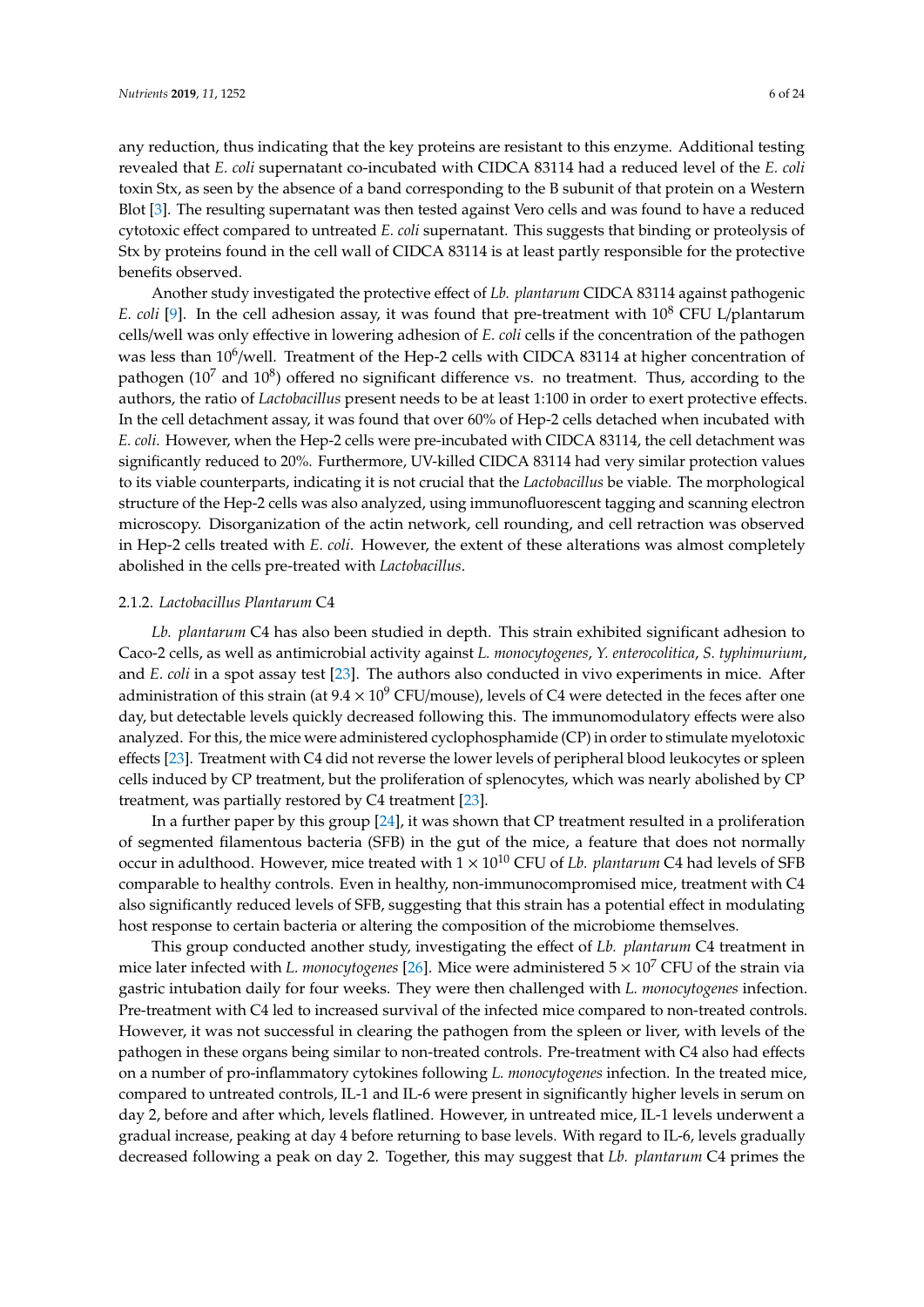any reduction, thus indicating that the key proteins are resistant to this enzyme. Additional testing revealed that *E. coli* supernatant co-incubated with CIDCA 83114 had a reduced level of the *E. coli* toxin Stx, as seen by the absence of a band corresponding to the B subunit of that protein on a Western Blot [3]. The resulting supernatant was then tested against Vero cells and was found to have a reduced cytotoxic effect compared to untreated *E. coli* supernatant. This suggests that binding or proteolysis of Stx by proteins found in the cell wall of CIDCA 83114 is at least partly responsible for the protective benefits observed.

Another study investigated the protective effect of *Lb. plantarum* CIDCA 83114 against pathogenic *E. coli* [9]. In the cell adhesion assay, it was found that pre-treatment with $10^8$ CFU L/plantarum cells/well was only effective in lowering adhesion of *E. coli* cells if the concentration of the pathogen was less than $10^6$/well. Treatment of the Hep-2 cells with CIDCA 83114 at higher concentration of pathogen ($10^7$ and $10^8$) offered no significant difference vs. no treatment. Thus, according to the authors, the ratio of *Lactobacillus* present needs to be at least 1:100 in order to exert protective effects. In the cell detachment assay, it was found that over 60% of Hep-2 cells detached when incubated with *E. coli*. However, when the Hep-2 cells were pre-incubated with CIDCA 83114, the cell detachment was significantly reduced to 20%. Furthermore, UV-killed CIDCA 83114 had very similar protection values to its viable counterparts, indicating it is not crucial that the *Lactobacillus* be viable. The morphological structure of the Hep-2 cells was also analyzed, using immunofluorescent tagging and scanning electron microscopy. Disorganization of the actin network, cell rounding, and cell retraction was observed in Hep-2 cells treated with *E. coli*. However, the extent of these alterations was almost completely abolished in the cells pre-treated with *Lactobacillus*.

### 2.1.2. *Lactobacillus Plantarum* C4

*Lb. plantarum* C4 has also been studied in depth. This strain exhibited significant adhesion to Caco-2 cells, as well as antimicrobial activity against *L. monocytogenes*, *Y. enterocolitica*, *S. typhimurium*, and *E. coli* in a spot assay test [23]. The authors also conducted in vivo experiments in mice. After administration of this strain (at $9.4 \times 10^9$ CFU/mouse), levels of C4 were detected in the feces after one day, but detectable levels quickly decreased following this. The immunomodulatory effects were also analyzed. For this, the mice were administered cyclophosphamide (CP) in order to stimulate myelotoxic effects [23]. Treatment with C4 did not reverse the lower levels of peripheral blood leukocytes or spleen cells induced by CP treatment, but the proliferation of splenocytes, which was nearly abolished by CP treatment, was partially restored by C4 treatment [23].

In a further paper by this group [24], it was shown that CP treatment resulted in a proliferation of segmented filamentous bacteria (SFB) in the gut of the mice, a feature that does not normally occur in adulthood. However, mice treated with $1 \times 10^{10}$ CFU of *Lb. plantarum* C4 had levels of SFB comparable to healthy controls. Even in healthy, non-immunocompromised mice, treatment with C4 also significantly reduced levels of SFB, suggesting that this strain has a potential effect in modulating host response to certain bacteria or altering the composition of the microbiome themselves.

This group conducted another study, investigating the effect of *Lb. plantarum* C4 treatment in mice later infected with *L. monocytogenes* [26]. Mice were administered $5 \times 10^7$ CFU of the strain via gastric intubation daily for four weeks. They were then challenged with *L. monocytogenes* infection. Pre-treatment with C4 led to increased survival of the infected mice compared to non-treated controls. However, it was not successful in clearing the pathogen from the spleen or liver, with levels of the pathogen in these organs being similar to non-treated controls. Pre-treatment with C4 also had effects on a number of pro-inflammatory cytokines following *L. monocytogenes* infection. In the treated mice, compared to untreated controls, IL-1 and IL-6 were present in significantly higher levels in serum on day 2, before and after which, levels flatlined. However, in untreated mice, IL-1 levels underwent a gradual increase, peaking at day 4 before returning to base levels. With regard to IL-6, levels gradually decreased following a peak on day 2. Together, this may suggest that *Lb. plantarum* C4 primes the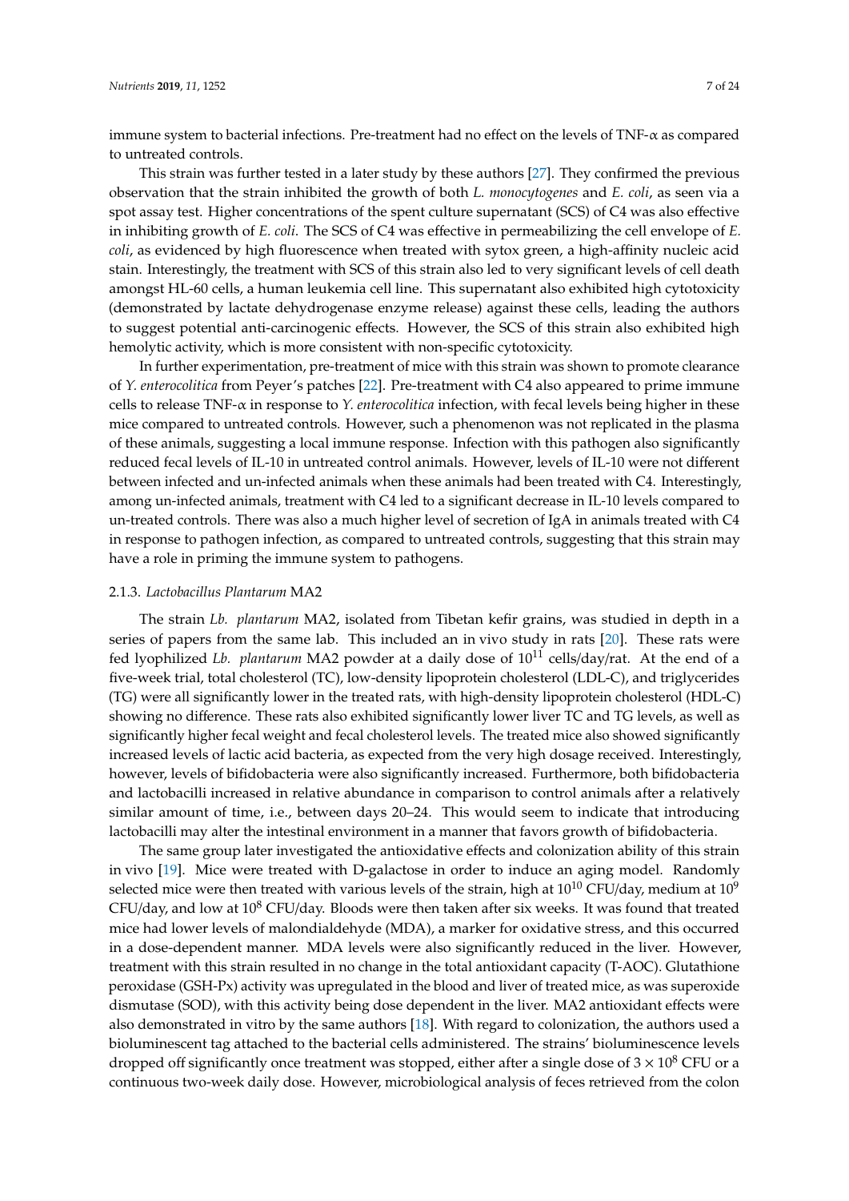immune system to bacterial infections. Pre-treatment had no effect on the levels of TNF-α as compared to untreated controls.

This strain was further tested in a later study by these authors [27]. They confirmed the previous observation that the strain inhibited the growth of both *L. monocytogenes* and *E. coli*, as seen via a spot assay test. Higher concentrations of the spent culture supernatant (SCS) of C4 was also effective in inhibiting growth of *E. coli*. The SCS of C4 was effective in permeabilizing the cell envelope of *E. coli*, as evidenced by high fluorescence when treated with sytox green, a high-affinity nucleic acid stain. Interestingly, the treatment with SCS of this strain also led to very significant levels of cell death amongst HL-60 cells, a human leukemia cell line. This supernatant also exhibited high cytotoxicity (demonstrated by lactate dehydrogenase enzyme release) against these cells, leading the authors to suggest potential anti-carcinogenic effects. However, the SCS of this strain also exhibited high hemolytic activity, which is more consistent with non-specific cytotoxicity.

In further experimentation, pre-treatment of mice with this strain was shown to promote clearance of *Y. enterocolitica* from Peyer's patches [22]. Pre-treatment with C4 also appeared to prime immune cells to release TNF-α in response to *Y. enterocolitica* infection, with fecal levels being higher in these mice compared to untreated controls. However, such a phenomenon was not replicated in the plasma of these animals, suggesting a local immune response. Infection with this pathogen also significantly reduced fecal levels of IL-10 in untreated control animals. However, levels of IL-10 were not different between infected and un-infected animals when these animals had been treated with C4. Interestingly, among un-infected animals, treatment with C4 led to a significant decrease in IL-10 levels compared to un-treated controls. There was also a much higher level of secretion of IgA in animals treated with C4 in response to pathogen infection, as compared to untreated controls, suggesting that this strain may have a role in priming the immune system to pathogens.

### 2.1.3. *Lactobacillus Plantarum* MA2

The strain *Lb. plantarum* MA2, isolated from Tibetan kefir grains, was studied in depth in a series of papers from the same lab. This included an in vivo study in rats [20]. These rats were fed lyophilized *Lb. plantarum* MA2 powder at a daily dose of $10^{11}$ cells/day/rat. At the end of a five-week trial, total cholesterol (TC), low-density lipoprotein cholesterol (LDL-C), and triglycerides (TG) were all significantly lower in the treated rats, with high-density lipoprotein cholesterol (HDL-C) showing no difference. These rats also exhibited significantly lower liver TC and TG levels, as well as significantly higher fecal weight and fecal cholesterol levels. The treated mice also showed significantly increased levels of lactic acid bacteria, as expected from the very high dosage received. Interestingly, however, levels of bifidobacteria were also significantly increased. Furthermore, both bifidobacteria and lactobacilli increased in relative abundance in comparison to control animals after a relatively similar amount of time, i.e., between days 20–24. This would seem to indicate that introducing lactobacilli may alter the intestinal environment in a manner that favors growth of bifidobacteria.

The same group later investigated the antioxidative effects and colonization ability of this strain in vivo [19]. Mice were treated with D-galactose in order to induce an aging model. Randomly selected mice were then treated with various levels of the strain, high at $10^{10}$ CFU/day, medium at $10^{9}$ CFU/day, and low at $10^{8}$ CFU/day. Bloods were then taken after six weeks. It was found that treated mice had lower levels of malondialdehyde (MDA), a marker for oxidative stress, and this occurred in a dose-dependent manner. MDA levels were also significantly reduced in the liver. However, treatment with this strain resulted in no change in the total antioxidant capacity (T-AOC). Glutathione peroxidase (GSH-Px) activity was upregulated in the blood and liver of treated mice, as was superoxide dismutase (SOD), with this activity being dose dependent in the liver. MA2 antioxidant effects were also demonstrated in vitro by the same authors [18]. With regard to colonization, the authors used a bioluminescent tag attached to the bacterial cells administered. The strains' bioluminescence levels dropped off significantly once treatment was stopped, either after a single dose of $3 \times 10^{8}$ CFU or a continuous two-week daily dose. However, microbiological analysis of feces retrieved from the colon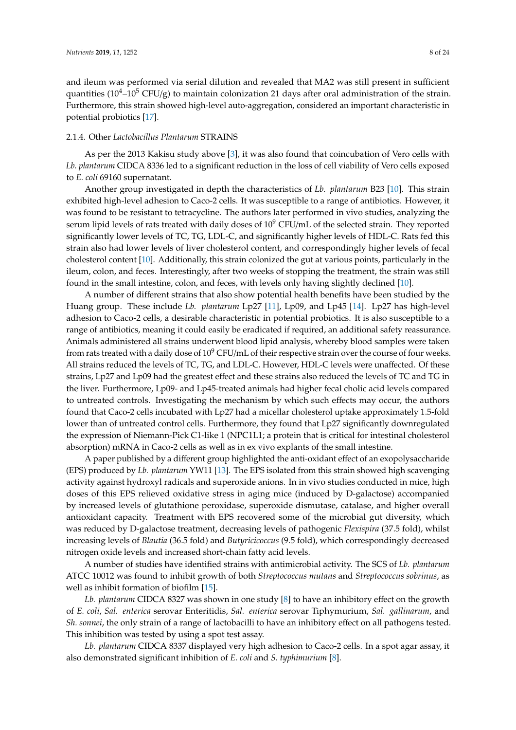and ileum was performed via serial dilution and revealed that MA2 was still present in sufficient quantities ($10^4$–$10^5$ CFU/g) to maintain colonization 21 days after oral administration of the strain. Furthermore, this strain showed high-level auto-aggregation, considered an important characteristic in potential probiotics [17].

#### 2.1.4. Other *Lactobacillus Plantarum* STRAINS

As per the 2013 Kakisu study above [3], it was also found that coincubation of Vero cells with *Lb. plantarum* CIDCA 8336 led to a significant reduction in the loss of cell viability of Vero cells exposed to *E. coli* 69160 supernatant.

Another group investigated in depth the characteristics of *Lb. plantarum* B23 [10]. This strain exhibited high-level adhesion to Caco-2 cells. It was susceptible to a range of antibiotics. However, it was found to be resistant to tetracycline. The authors later performed in vivo studies, analyzing the serum lipid levels of rats treated with daily doses of $10^9$ CFU/mL of the selected strain. They reported significantly lower levels of TC, TG, LDL-C, and significantly higher levels of HDL-C. Rats fed this strain also had lower levels of liver cholesterol content, and correspondingly higher levels of fecal cholesterol content [10]. Additionally, this strain colonized the gut at various points, particularly in the ileum, colon, and feces. Interestingly, after two weeks of stopping the treatment, the strain was still found in the small intestine, colon, and feces, with levels only having slightly declined [10].

A number of different strains that also show potential health benefits have been studied by the Huang group. These include *Lb. plantarum* Lp27 [11], Lp09, and Lp45 [14]. Lp27 has high-level adhesion to Caco-2 cells, a desirable characteristic in potential probiotics. It is also susceptible to a range of antibiotics, meaning it could easily be eradicated if required, an additional safety reassurance. Animals administered all strains underwent blood lipid analysis, whereby blood samples were taken from rats treated with a daily dose of $10^9$ CFU/mL of their respective strain over the course of four weeks. All strains reduced the levels of TC, TG, and LDL-C. However, HDL-C levels were unaffected. Of these strains, Lp27 and Lp09 had the greatest effect and these strains also reduced the levels of TC and TG in the liver. Furthermore, Lp09- and Lp45-treated animals had higher fecal cholic acid levels compared to untreated controls. Investigating the mechanism by which such effects may occur, the authors found that Caco-2 cells incubated with Lp27 had a micellar cholesterol uptake approximately 1.5-fold lower than of untreated control cells. Furthermore, they found that Lp27 significantly downregulated the expression of Niemann-Pick C1-like 1 (NPC1L1; a protein that is critical for intestinal cholesterol absorption) mRNA in Caco-2 cells as well as in ex vivo explants of the small intestine.

A paper published by a different group highlighted the anti-oxidant effect of an exopolysaccharide (EPS) produced by *Lb. plantarum* YW11 [13]. The EPS isolated from this strain showed high scavenging activity against hydroxyl radicals and superoxide anions. In in vivo studies conducted in mice, high doses of this EPS relieved oxidative stress in aging mice (induced by D-galactose) accompanied by increased levels of glutathione peroxidase, superoxide dismutase, catalase, and higher overall antioxidant capacity. Treatment with EPS recovered some of the microbial gut diversity, which was reduced by D-galactose treatment, decreasing levels of pathogenic *Flexispira* (37.5 fold), whilst increasing levels of *Blautia* (36.5 fold) and *Butyricicoccus* (9.5 fold), which correspondingly decreased nitrogen oxide levels and increased short-chain fatty acid levels.

A number of studies have identified strains with antimicrobial activity. The SCS of *Lb. plantarum* ATCC 10012 was found to inhibit growth of both *Streptococcus mutans* and *Streptococcus sobrinus*, as well as inhibit formation of biofilm [15].

*Lb. plantarum* CIDCA 8327 was shown in one study [8] to have an inhibitory effect on the growth of *E. coli*, *Sal. enterica* serovar Enteritidis, *Sal. enterica* serovar Tiphymurium, *Sal. gallinarum*, and *Sh. sonnei*, the only strain of a range of lactobacilli to have an inhibitory effect on all pathogens tested. This inhibition was tested by using a spot test assay.

*Lb. plantarum* CIDCA 8337 displayed very high adhesion to Caco-2 cells. In a spot agar assay, it also demonstrated significant inhibition of *E. coli* and *S. typhimurium* [8].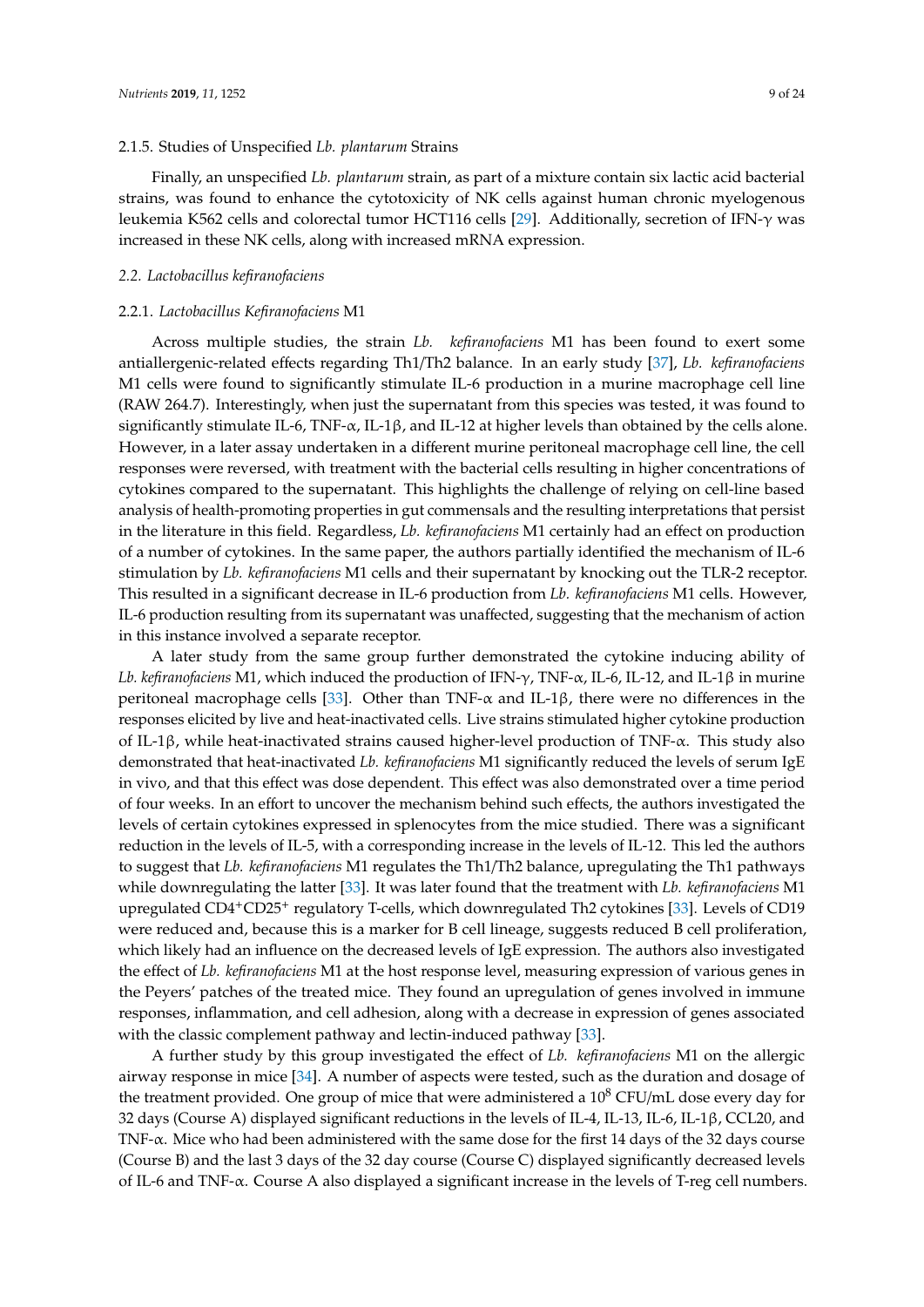#### 2.1.5. Studies of Unspecified *Lb. plantarum* Strains

Finally, an unspecified *Lb. plantarum* strain, as part of a mixture contain six lactic acid bacterial strains, was found to enhance the cytotoxicity of NK cells against human chronic myelogenous leukemia K562 cells and colorectal tumor HCT116 cells [29]. Additionally, secretion of IFN-γ was increased in these NK cells, along with increased mRNA expression.

### *2.2. Lactobacillus kefiranofaciens*

#### 2.2.1. *Lactobacillus Kefiranofaciens* M1

Across multiple studies, the strain *Lb. kefiranofaciens* M1 has been found to exert some antiallergenic-related effects regarding Th1/Th2 balance. In an early study [37], *Lb. kefiranofaciens* M1 cells were found to significantly stimulate IL-6 production in a murine macrophage cell line (RAW 264.7). Interestingly, when just the supernatant from this species was tested, it was found to significantly stimulate IL-6, TNF-α, IL-1β, and IL-12 at higher levels than obtained by the cells alone. However, in a later assay undertaken in a different murine peritoneal macrophage cell line, the cell responses were reversed, with treatment with the bacterial cells resulting in higher concentrations of cytokines compared to the supernatant. This highlights the challenge of relying on cell-line based analysis of health-promoting properties in gut commensals and the resulting interpretations that persist in the literature in this field. Regardless, *Lb. kefiranofaciens* M1 certainly had an effect on production of a number of cytokines. In the same paper, the authors partially identified the mechanism of IL-6 stimulation by *Lb. kefiranofaciens* M1 cells and their supernatant by knocking out the TLR-2 receptor. This resulted in a significant decrease in IL-6 production from *Lb. kefiranofaciens* M1 cells. However, IL-6 production resulting from its supernatant was unaffected, suggesting that the mechanism of action in this instance involved a separate receptor.

A later study from the same group further demonstrated the cytokine inducing ability of *Lb. kefiranofaciens* M1, which induced the production of IFN-γ, TNF-α, IL-6, IL-12, and IL-1β in murine peritoneal macrophage cells [33]. Other than TNF-α and IL-1β, there were no differences in the responses elicited by live and heat-inactivated cells. Live strains stimulated higher cytokine production of IL-1β, while heat-inactivated strains caused higher-level production of TNF-α. This study also demonstrated that heat-inactivated *Lb. kefiranofaciens* M1 significantly reduced the levels of serum IgE in vivo, and that this effect was dose dependent. This effect was also demonstrated over a time period of four weeks. In an effort to uncover the mechanism behind such effects, the authors investigated the levels of certain cytokines expressed in splenocytes from the mice studied. There was a significant reduction in the levels of IL-5, with a corresponding increase in the levels of IL-12. This led the authors to suggest that *Lb. kefiranofaciens* M1 regulates the Th1/Th2 balance, upregulating the Th1 pathways while downregulating the latter [33]. It was later found that the treatment with *Lb. kefiranofaciens* M1 upregulated $CD4^+CD25^+$ regulatory T-cells, which downregulated Th2 cytokines [33]. Levels of CD19 were reduced and, because this is a marker for B cell lineage, suggests reduced B cell proliferation, which likely had an influence on the decreased levels of IgE expression. The authors also investigated the effect of *Lb. kefiranofaciens* M1 at the host response level, measuring expression of various genes in the Peyers' patches of the treated mice. They found an upregulation of genes involved in immune responses, inflammation, and cell adhesion, along with a decrease in expression of genes associated with the classic complement pathway and lectin-induced pathway [33].

A further study by this group investigated the effect of *Lb. kefiranofaciens* M1 on the allergic airway response in mice [34]. A number of aspects were tested, such as the duration and dosage of the treatment provided. One group of mice that were administered a $10^8$ CFU/mL dose every day for 32 days (Course A) displayed significant reductions in the levels of IL-4, IL-13, IL-6, IL-1β, CCL20, and TNF-α. Mice who had been administered with the same dose for the first 14 days of the 32 days course (Course B) and the last 3 days of the 32 day course (Course C) displayed significantly decreased levels of IL-6 and TNF-α. Course A also displayed a significant increase in the levels of T-reg cell numbers.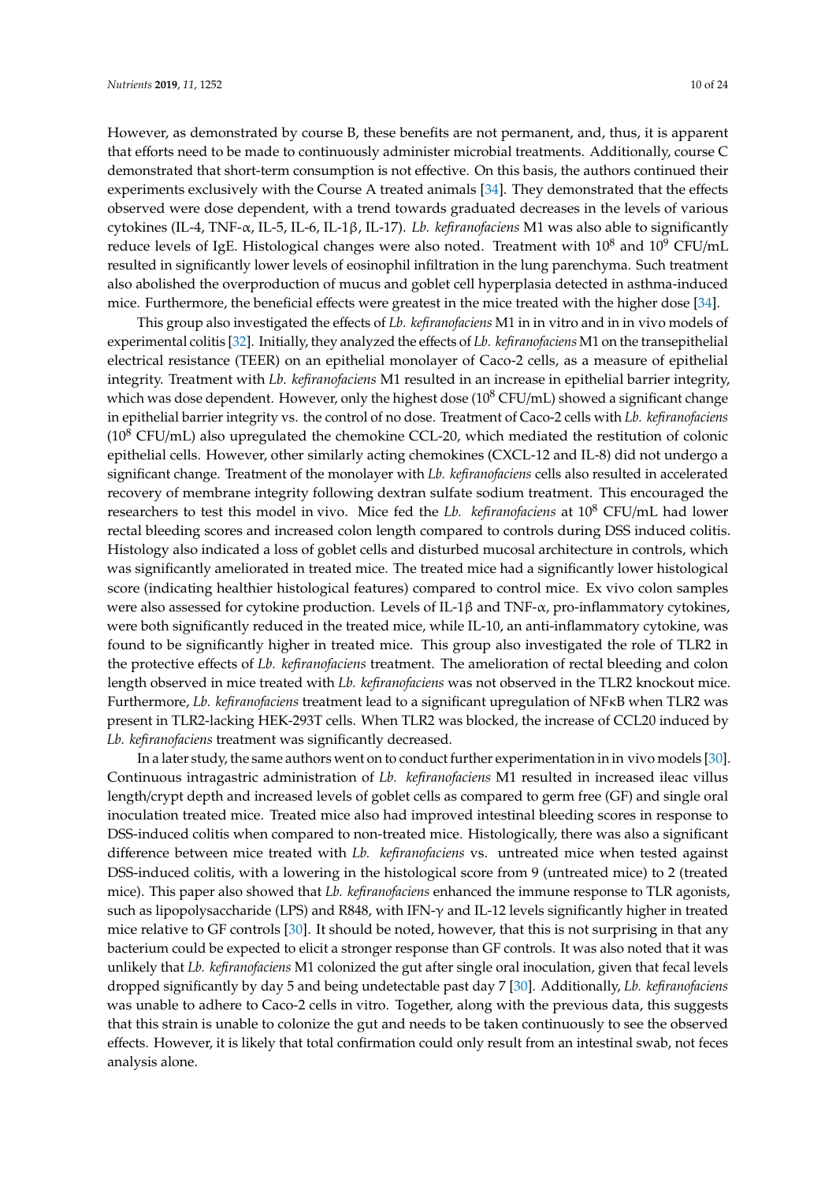However, as demonstrated by course B, these benefits are not permanent, and, thus, it is apparent that efforts need to be made to continuously administer microbial treatments. Additionally, course C demonstrated that short-term consumption is not effective. On this basis, the authors continued their experiments exclusively with the Course A treated animals [34]. They demonstrated that the effects observed were dose dependent, with a trend towards graduated decreases in the levels of various cytokines (IL-4, TNF-α, IL-5, IL-6, IL-1β, IL-17). *Lb. kefiranofaciens* M1 was also able to significantly reduce levels of IgE. Histological changes were also noted. Treatment with $10^8$ and $10^9$ CFU/mL resulted in significantly lower levels of eosinophil infiltration in the lung parenchyma. Such treatment also abolished the overproduction of mucus and goblet cell hyperplasia detected in asthma-induced mice. Furthermore, the beneficial effects were greatest in the mice treated with the higher dose [34].

This group also investigated the effects of *Lb. kefiranofaciens* M1 in in vitro and in in vivo models of experimental colitis [32]. Initially, they analyzed the effects of *Lb. kefiranofaciens* M1 on the transepithelial electrical resistance (TEER) on an epithelial monolayer of Caco-2 cells, as a measure of epithelial integrity. Treatment with *Lb. kefiranofaciens* M1 resulted in an increase in epithelial barrier integrity, which was dose dependent. However, only the highest dose ($10^8$ CFU/mL) showed a significant change in epithelial barrier integrity vs. the control of no dose. Treatment of Caco-2 cells with *Lb. kefiranofaciens* ($10^8$ CFU/mL) also upregulated the chemokine CCL-20, which mediated the restitution of colonic epithelial cells. However, other similarly acting chemokines (CXCL-12 and IL-8) did not undergo a significant change. Treatment of the monolayer with *Lb. kefiranofaciens* cells also resulted in accelerated recovery of membrane integrity following dextran sulfate sodium treatment. This encouraged the researchers to test this model in vivo. Mice fed the *Lb. kefiranofaciens* at $10^8$ CFU/mL had lower rectal bleeding scores and increased colon length compared to controls during DSS induced colitis. Histology also indicated a loss of goblet cells and disturbed mucosal architecture in controls, which was significantly ameliorated in treated mice. The treated mice had a significantly lower histological score (indicating healthier histological features) compared to control mice. Ex vivo colon samples were also assessed for cytokine production. Levels of IL-1β and TNF-α, pro-inflammatory cytokines, were both significantly reduced in the treated mice, while IL-10, an anti-inflammatory cytokine, was found to be significantly higher in treated mice. This group also investigated the role of TLR2 in the protective effects of *Lb. kefiranofaciens* treatment. The amelioration of rectal bleeding and colon length observed in mice treated with *Lb. kefiranofaciens* was not observed in the TLR2 knockout mice. Furthermore, *Lb. kefiranofaciens* treatment lead to a significant upregulation of NFκB when TLR2 was present in TLR2-lacking HEK-293T cells. When TLR2 was blocked, the increase of CCL20 induced by *Lb. kefiranofaciens* treatment was significantly decreased.

In a later study, the same authors went on to conduct further experimentation in in vivo models [30]. Continuous intragastric administration of *Lb. kefiranofaciens* M1 resulted in increased ileac villus length/crypt depth and increased levels of goblet cells as compared to germ free (GF) and single oral inoculation treated mice. Treated mice also had improved intestinal bleeding scores in response to DSS-induced colitis when compared to non-treated mice. Histologically, there was also a significant difference between mice treated with *Lb. kefiranofaciens* vs. untreated mice when tested against DSS-induced colitis, with a lowering in the histological score from 9 (untreated mice) to 2 (treated mice). This paper also showed that *Lb. kefiranofaciens* enhanced the immune response to TLR agonists, such as lipopolysaccharide (LPS) and R848, with IFN-γ and IL-12 levels significantly higher in treated mice relative to GF controls [30]. It should be noted, however, that this is not surprising in that any bacterium could be expected to elicit a stronger response than GF controls. It was also noted that it was unlikely that *Lb. kefiranofaciens* M1 colonized the gut after single oral inoculation, given that fecal levels dropped significantly by day 5 and being undetectable past day 7 [30]. Additionally, *Lb. kefiranofaciens* was unable to adhere to Caco-2 cells in vitro. Together, along with the previous data, this suggests that this strain is unable to colonize the gut and needs to be taken continuously to see the observed effects. However, it is likely that total confirmation could only result from an intestinal swab, not feces analysis alone.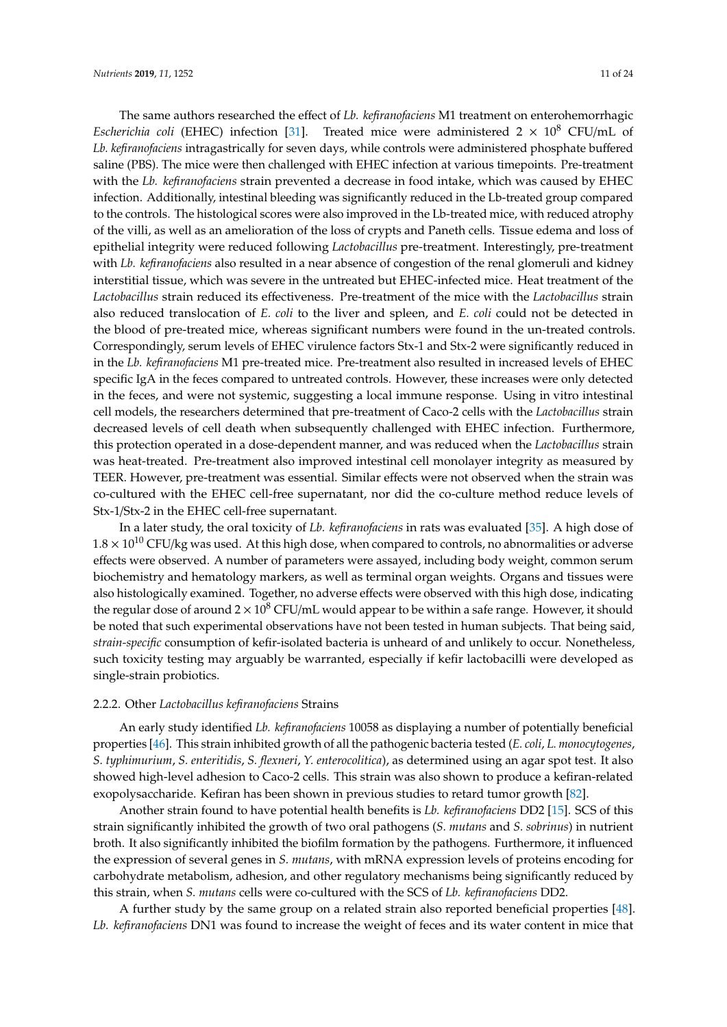The same authors researched the effect of *Lb. kefiranofaciens* M1 treatment on enterohemorrhagic *Escherichia coli* (EHEC) infection [31]. Treated mice were administered $2 \times 10^8$ CFU/mL of *Lb. kefiranofaciens* intragastrically for seven days, while controls were administered phosphate buffered saline (PBS). The mice were then challenged with EHEC infection at various timepoints. Pre-treatment with the *Lb. kefiranofaciens* strain prevented a decrease in food intake, which was caused by EHEC infection. Additionally, intestinal bleeding was significantly reduced in the Lb-treated group compared to the controls. The histological scores were also improved in the Lb-treated mice, with reduced atrophy of the villi, as well as an amelioration of the loss of crypts and Paneth cells. Tissue edema and loss of epithelial integrity were reduced following *Lactobacillus* pre-treatment. Interestingly, pre-treatment with *Lb. kefiranofaciens* also resulted in a near absence of congestion of the renal glomeruli and kidney interstitial tissue, which was severe in the untreated but EHEC-infected mice. Heat treatment of the *Lactobacillus* strain reduced its effectiveness. Pre-treatment of the mice with the *Lactobacillus* strain also reduced translocation of *E. coli* to the liver and spleen, and *E. coli* could not be detected in the blood of pre-treated mice, whereas significant numbers were found in the un-treated controls. Correspondingly, serum levels of EHEC virulence factors Stx-1 and Stx-2 were significantly reduced in in the *Lb. kefiranofaciens* M1 pre-treated mice. Pre-treatment also resulted in increased levels of EHEC specific IgA in the feces compared to untreated controls. However, these increases were only detected in the feces, and were not systemic, suggesting a local immune response. Using in vitro intestinal cell models, the researchers determined that pre-treatment of Caco-2 cells with the *Lactobacillus* strain decreased levels of cell death when subsequently challenged with EHEC infection. Furthermore, this protection operated in a dose-dependent manner, and was reduced when the *Lactobacillus* strain was heat-treated. Pre-treatment also improved intestinal cell monolayer integrity as measured by TEER. However, pre-treatment was essential. Similar effects were not observed when the strain was co-cultured with the EHEC cell-free supernatant, nor did the co-culture method reduce levels of Stx-1/Stx-2 in the EHEC cell-free supernatant.

In a later study, the oral toxicity of *Lb. kefiranofaciens* in rats was evaluated [35]. A high dose of $1.8 \times 10^{10}$ CFU/kg was used. At this high dose, when compared to controls, no abnormalities or adverse effects were observed. A number of parameters were assayed, including body weight, common serum biochemistry and hematology markers, as well as terminal organ weights. Organs and tissues were also histologically examined. Together, no adverse effects were observed with this high dose, indicating the regular dose of around $2 \times 10^8$ CFU/mL would appear to be within a safe range. However, it should be noted that such experimental observations have not been tested in human subjects. That being said, *strain-specific* consumption of kefir-isolated bacteria is unheard of and unlikely to occur. Nonetheless, such toxicity testing may arguably be warranted, especially if kefir lactobacilli were developed as single-strain probiotics.

#### 2.2.2. Other *Lactobacillus kefiranofaciens* Strains

An early study identified *Lb. kefiranofaciens* 10058 as displaying a number of potentially beneficial properties [46]. This strain inhibited growth of all the pathogenic bacteria tested (*E. coli*, *L. monocytogenes*, *S. typhimurium*, *S. enteritidis*, *S. flexneri*, *Y. enterocolitica*), as determined using an agar spot test. It also showed high-level adhesion to Caco-2 cells. This strain was also shown to produce a kefiran-related exopolysaccharide. Kefiran has been shown in previous studies to retard tumor growth [82].

Another strain found to have potential health benefits is *Lb. kefiranofaciens* DD2 [15]. SCS of this strain significantly inhibited the growth of two oral pathogens (*S. mutans* and *S. sobrinus*) in nutrient broth. It also significantly inhibited the biofilm formation by the pathogens. Furthermore, it influenced the expression of several genes in *S. mutans*, with mRNA expression levels of proteins encoding for carbohydrate metabolism, adhesion, and other regulatory mechanisms being significantly reduced by this strain, when *S. mutans* cells were co-cultured with the SCS of *Lb. kefiranofaciens* DD2.

A further study by the same group on a related strain also reported beneficial properties [48]. *Lb. kefiranofaciens* DN1 was found to increase the weight of feces and its water content in mice that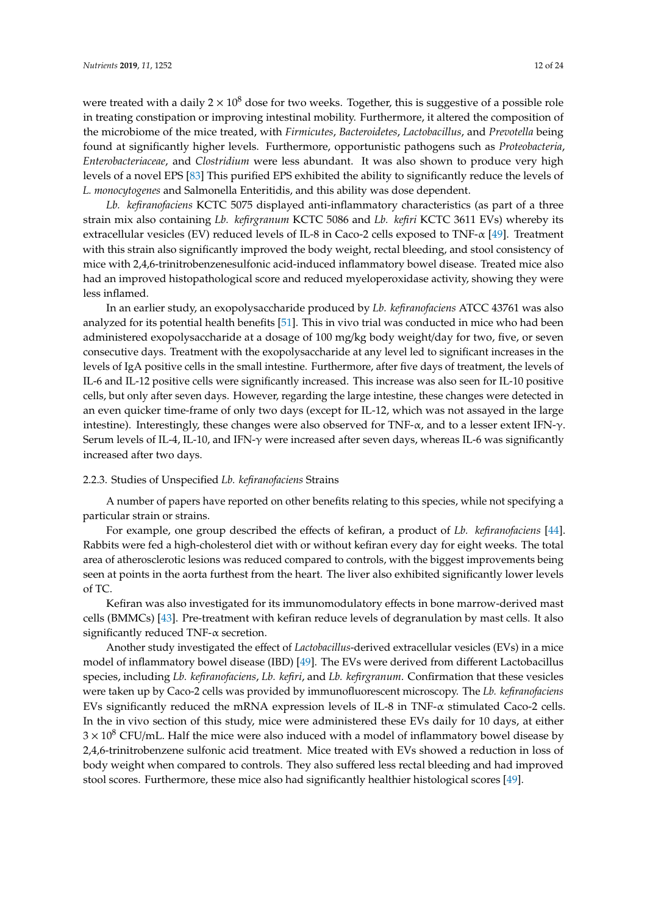were treated with a daily $2 \times 10^8$ dose for two weeks. Together, this is suggestive of a possible role in treating constipation or improving intestinal mobility. Furthermore, it altered the composition of the microbiome of the mice treated, with *Firmicutes*, *Bacteroidetes*, *Lactobacillus*, and *Prevotella* being found at significantly higher levels. Furthermore, opportunistic pathogens such as *Proteobacteria*, *Enterobacteriaceae*, and *Clostridium* were less abundant. It was also shown to produce very high levels of a novel EPS [83] This purified EPS exhibited the ability to significantly reduce the levels of *L. monocytogenes* and Salmonella Enteritidis, and this ability was dose dependent.

*Lb. kefiranofaciens* KCTC 5075 displayed anti-inflammatory characteristics (as part of a three strain mix also containing *Lb. kefirgranum* KCTC 5086 and *Lb. kefiri* KCTC 3611 EVs) whereby its extracellular vesicles (EV) reduced levels of IL-8 in Caco-2 cells exposed to TNF-α [49]. Treatment with this strain also significantly improved the body weight, rectal bleeding, and stool consistency of mice with 2,4,6-trinitrobenzenesulfonic acid-induced inflammatory bowel disease. Treated mice also had an improved histopathological score and reduced myeloperoxidase activity, showing they were less inflamed.

In an earlier study, an exopolysaccharide produced by *Lb. kefiranofaciens* ATCC 43761 was also analyzed for its potential health benefits [51]. This in vivo trial was conducted in mice who had been administered exopolysaccharide at a dosage of 100 mg/kg body weight/day for two, five, or seven consecutive days. Treatment with the exopolysaccharide at any level led to significant increases in the levels of IgA positive cells in the small intestine. Furthermore, after five days of treatment, the levels of IL-6 and IL-12 positive cells were significantly increased. This increase was also seen for IL-10 positive cells, but only after seven days. However, regarding the large intestine, these changes were detected in an even quicker time-frame of only two days (except for IL-12, which was not assayed in the large intestine). Interestingly, these changes were also observed for TNF-α, and to a lesser extent IFN-γ. Serum levels of IL-4, IL-10, and IFN-γ were increased after seven days, whereas IL-6 was significantly increased after two days.

#### 2.2.3. Studies of Unspecified *Lb. kefiranofaciens* Strains

A number of papers have reported on other benefits relating to this species, while not specifying a particular strain or strains.

For example, one group described the effects of kefiran, a product of *Lb. kefiranofaciens* [44]. Rabbits were fed a high-cholesterol diet with or without kefiran every day for eight weeks. The total area of atherosclerotic lesions was reduced compared to controls, with the biggest improvements being seen at points in the aorta furthest from the heart. The liver also exhibited significantly lower levels of TC.

Kefiran was also investigated for its immunomodulatory effects in bone marrow-derived mast cells (BMMCs) [43]. Pre-treatment with kefiran reduce levels of degranulation by mast cells. It also significantly reduced TNF-α secretion.

Another study investigated the effect of *Lactobacillus*-derived extracellular vesicles (EVs) in a mice model of inflammatory bowel disease (IBD) [49]. The EVs were derived from different Lactobacillus species, including *Lb. kefiranofaciens*, *Lb. kefiri*, and *Lb. kefirgranum*. Confirmation that these vesicles were taken up by Caco-2 cells was provided by immunofluorescent microscopy. The *Lb. kefiranofaciens* EVs significantly reduced the mRNA expression levels of IL-8 in TNF-α stimulated Caco-2 cells. In the in vivo section of this study, mice were administered these EVs daily for 10 days, at either $3 \times 10^8$ CFU/mL. Half the mice were also induced with a model of inflammatory bowel disease by 2,4,6-trinitrobenzene sulfonic acid treatment. Mice treated with EVs showed a reduction in loss of body weight when compared to controls. They also suffered less rectal bleeding and had improved stool scores. Furthermore, these mice also had significantly healthier histological scores [49].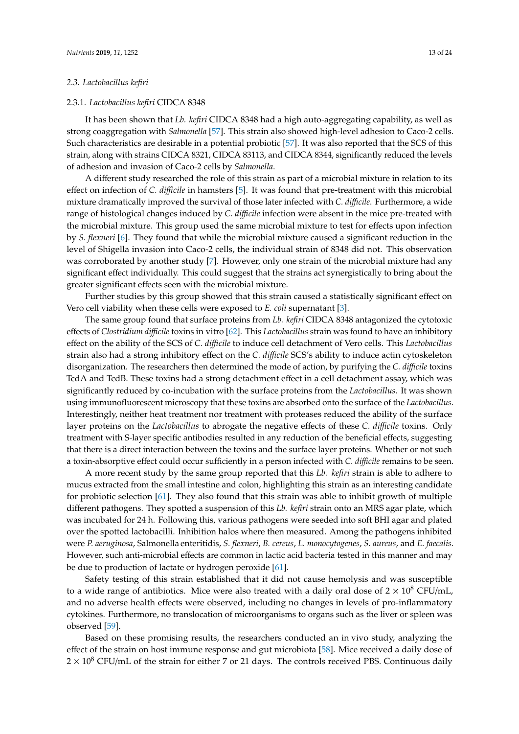### 2.3. *Lactobacillus kefiri*

#### 2.3.1. *Lactobacillus kefiri* CIDCA 8348

It has been shown that *Lb. kefiri* CIDCA 8348 had a high auto-aggregating capability, as well as strong coaggregation with *Salmonella* [57]. This strain also showed high-level adhesion to Caco-2 cells. Such characteristics are desirable in a potential probiotic [57]. It was also reported that the SCS of this strain, along with strains CIDCA 8321, CIDCA 83113, and CIDCA 8344, significantly reduced the levels of adhesion and invasion of Caco-2 cells by *Salmonella*.

A different study researched the role of this strain as part of a microbial mixture in relation to its effect on infection of *C. difficile* in hamsters [5]. It was found that pre-treatment with this microbial mixture dramatically improved the survival of those later infected with *C. difficile.* Furthermore, a wide range of histological changes induced by *C. difficile* infection were absent in the mice pre-treated with the microbial mixture. This group used the same microbial mixture to test for effects upon infection by *S. flexneri* [6]. They found that while the microbial mixture caused a significant reduction in the level of Shigella invasion into Caco-2 cells, the individual strain of 8348 did not. This observation was corroborated by another study [7]. However, only one strain of the microbial mixture had any significant effect individually. This could suggest that the strains act synergistically to bring about the greater significant effects seen with the microbial mixture.

Further studies by this group showed that this strain caused a statistically significant effect on Vero cell viability when these cells were exposed to *E. coli* supernatant [3].

The same group found that surface proteins from *Lb. kefiri* CIDCA 8348 antagonized the cytotoxic effects of *Clostridium difficile* toxins in vitro [62]. This *Lactobacillus* strain was found to have an inhibitory effect on the ability of the SCS of *C. difficile* to induce cell detachment of Vero cells. This *Lactobacillus* strain also had a strong inhibitory effect on the *C. difficile* SCS's ability to induce actin cytoskeleton disorganization. The researchers then determined the mode of action, by purifying the *C. difficile* toxins TcdA and TcdB. These toxins had a strong detachment effect in a cell detachment assay, which was significantly reduced by co-incubation with the surface proteins from the *Lactobacillus*. It was shown using immunofluorescent microscopy that these toxins are absorbed onto the surface of the *Lactobacillus*. Interestingly, neither heat treatment nor treatment with proteases reduced the ability of the surface layer proteins on the *Lactobacillus* to abrogate the negative effects of these *C. difficile* toxins. Only treatment with S-layer specific antibodies resulted in any reduction of the beneficial effects, suggesting that there is a direct interaction between the toxins and the surface layer proteins. Whether or not such a toxin-absorptive effect could occur sufficiently in a person infected with *C. difficile* remains to be seen.

A more recent study by the same group reported that this *Lb. kefiri* strain is able to adhere to mucus extracted from the small intestine and colon, highlighting this strain as an interesting candidate for probiotic selection [61]. They also found that this strain was able to inhibit growth of multiple different pathogens. They spotted a suspension of this *Lb. kefiri* strain onto an MRS agar plate, which was incubated for 24 h. Following this, various pathogens were seeded into soft BHI agar and plated over the spotted lactobacilli. Inhibition halos where then measured. Among the pathogens inhibited were *P. aeruginosa*, Salmonella enteritidis, *S. flexneri*, *B. cereus*, *L. monocytogenes*, *S. aureus*, and *E. faecalis*. However, such anti-microbial effects are common in lactic acid bacteria tested in this manner and may be due to production of lactate or hydrogen peroxide [61].

Safety testing of this strain established that it did not cause hemolysis and was susceptible to a wide range of antibiotics. Mice were also treated with a daily oral dose of $2 \times 10^8$ CFU/mL, and no adverse health effects were observed, including no changes in levels of pro-inflammatory cytokines. Furthermore, no translocation of microorganisms to organs such as the liver or spleen was observed [59].

Based on these promising results, the researchers conducted an in vivo study, analyzing the effect of the strain on host immune response and gut microbiota [58]. Mice received a daily dose of $2 \times 10^8$ CFU/mL of the strain for either 7 or 21 days. The controls received PBS. Continuous daily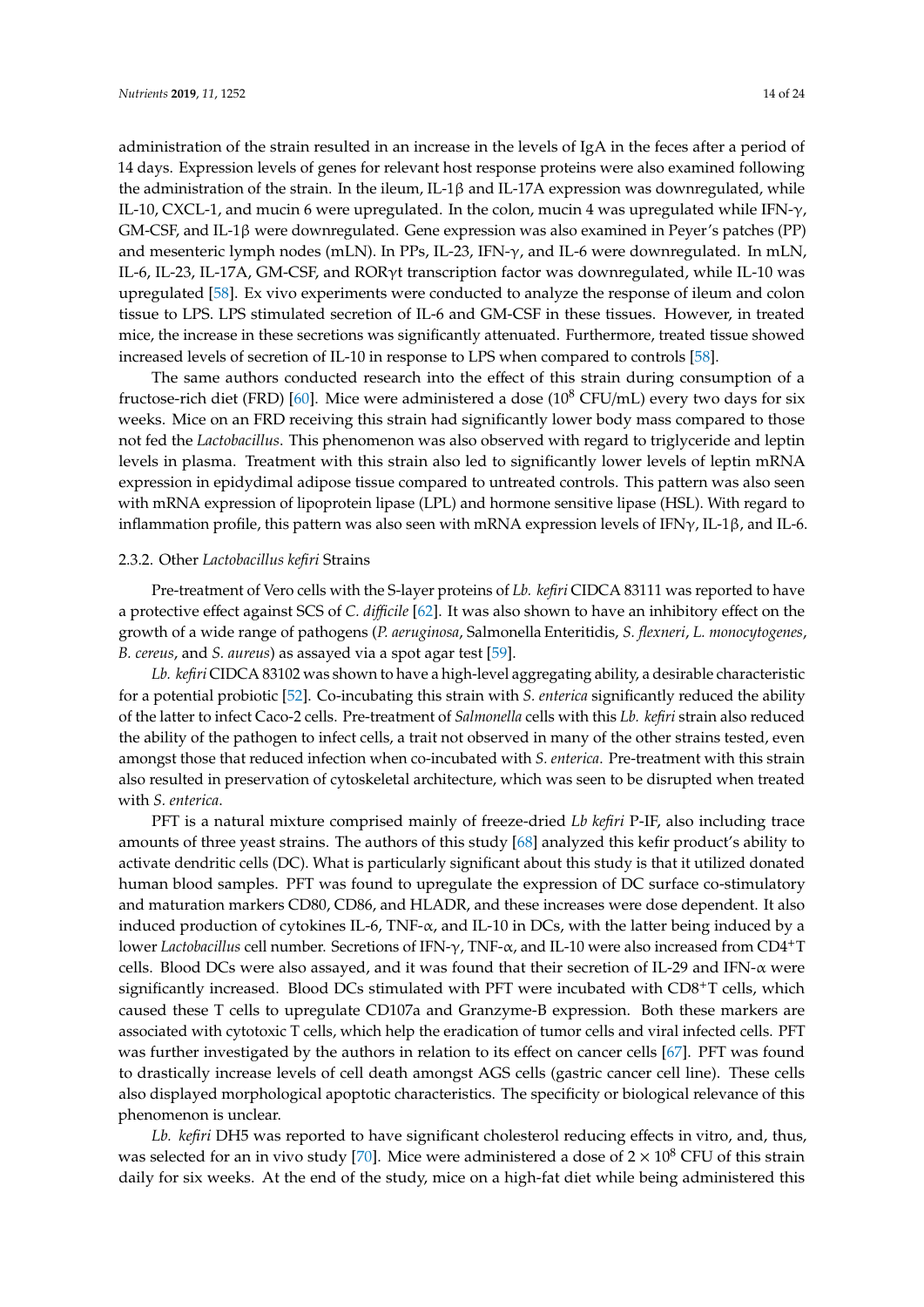administration of the strain resulted in an increase in the levels of IgA in the feces after a period of 14 days. Expression levels of genes for relevant host response proteins were also examined following the administration of the strain. In the ileum, IL-1β and IL-17A expression was downregulated, while IL-10, CXCL-1, and mucin 6 were upregulated. In the colon, mucin 4 was upregulated while IFN-γ, GM-CSF, and IL-1β were downregulated. Gene expression was also examined in Peyer's patches (PP) and mesenteric lymph nodes (mLN). In PPs, IL-23, IFN-γ, and IL-6 were downregulated. In mLN, IL-6, IL-23, IL-17A, GM-CSF, and RORγt transcription factor was downregulated, while IL-10 was upregulated [58]. Ex vivo experiments were conducted to analyze the response of ileum and colon tissue to LPS. LPS stimulated secretion of IL-6 and GM-CSF in these tissues. However, in treated mice, the increase in these secretions was significantly attenuated. Furthermore, treated tissue showed increased levels of secretion of IL-10 in response to LPS when compared to controls [58].

The same authors conducted research into the effect of this strain during consumption of a fructose-rich diet (FRD) [60]. Mice were administered a dose ($10^8$ CFU/mL) every two days for six weeks. Mice on an FRD receiving this strain had significantly lower body mass compared to those not fed the *Lactobacillus*. This phenomenon was also observed with regard to triglyceride and leptin levels in plasma. Treatment with this strain also led to significantly lower levels of leptin mRNA expression in epidydimal adipose tissue compared to untreated controls. This pattern was also seen with mRNA expression of lipoprotein lipase (LPL) and hormone sensitive lipase (HSL). With regard to inflammation profile, this pattern was also seen with mRNA expression levels of IFNγ, IL-1β, and IL-6.

#### 2.3.2. Other *Lactobacillus kefiri* Strains

Pre-treatment of Vero cells with the S-layer proteins of *Lb. kefiri* CIDCA 83111 was reported to have a protective effect against SCS of *C. difficile* [62]. It was also shown to have an inhibitory effect on the growth of a wide range of pathogens (*P. aeruginosa*, Salmonella Enteritidis, *S. flexneri*, *L. monocytogenes*, *B. cereus*, and *S. aureus*) as assayed via a spot agar test [59].

*Lb. kefiri* CIDCA 83102 was shown to have a high-level aggregating ability, a desirable characteristic for a potential probiotic [52]. Co-incubating this strain with *S. enterica* significantly reduced the ability of the latter to infect Caco-2 cells. Pre-treatment of *Salmonella* cells with this *Lb. kefiri* strain also reduced the ability of the pathogen to infect cells, a trait not observed in many of the other strains tested, even amongst those that reduced infection when co-incubated with *S. enterica*. Pre-treatment with this strain also resulted in preservation of cytoskeletal architecture, which was seen to be disrupted when treated with *S. enterica*.

PFT is a natural mixture comprised mainly of freeze-dried *Lb kefiri* P-IF, also including trace amounts of three yeast strains. The authors of this study [68] analyzed this kefir product's ability to activate dendritic cells (DC). What is particularly significant about this study is that it utilized donated human blood samples. PFT was found to upregulate the expression of DC surface co-stimulatory and maturation markers CD80, CD86, and HLADR, and these increases were dose dependent. It also induced production of cytokines IL-6, TNF-α, and IL-10 in DCs, with the latter being induced by a lower *Lactobacillus* cell number. Secretions of IFN-γ, TNF-α, and IL-10 were also increased from $CD4^{+}$T cells. Blood DCs were also assayed, and it was found that their secretion of IL-29 and IFN-α were significantly increased. Blood DCs stimulated with PFT were incubated with $CD8^{+}$T cells, which caused these T cells to upregulate CD107a and Granzyme-B expression. Both these markers are associated with cytotoxic T cells, which help the eradication of tumor cells and viral infected cells. PFT was further investigated by the authors in relation to its effect on cancer cells [67]. PFT was found to drastically increase levels of cell death amongst AGS cells (gastric cancer cell line). These cells also displayed morphological apoptotic characteristics. The specificity or biological relevance of this phenomenon is unclear.

*Lb. kefiri* DH5 was reported to have significant cholesterol reducing effects in vitro, and, thus, was selected for an in vivo study [70]. Mice were administered a dose of $2 \times 10^8$ CFU of this strain daily for six weeks. At the end of the study, mice on a high-fat diet while being administered this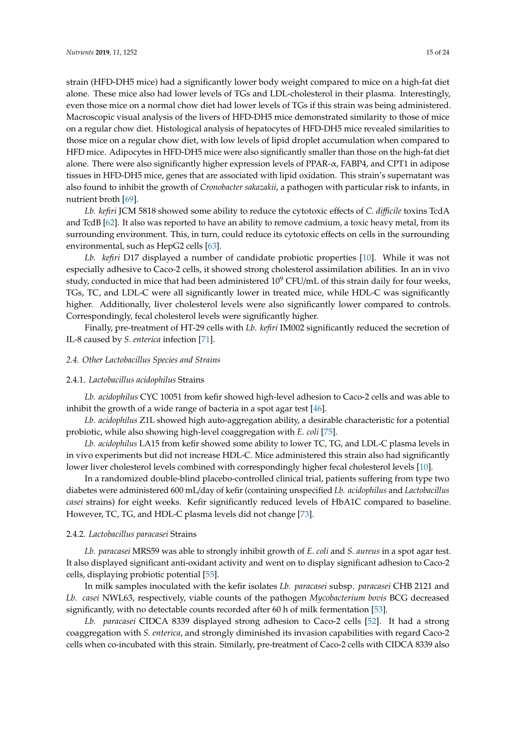strain (HFD-DH5 mice) had a significantly lower body weight compared to mice on a high-fat diet alone. These mice also had lower levels of TGs and LDL-cholesterol in their plasma. Interestingly, even those mice on a normal chow diet had lower levels of TGs if this strain was being administered. Macroscopic visual analysis of the livers of HFD-DH5 mice demonstrated similarity to those of mice on a regular chow diet. Histological analysis of hepatocytes of HFD-DH5 mice revealed similarities to those mice on a regular chow diet, with low levels of lipid droplet accumulation when compared to HFD mice. Adipocytes in HFD-DH5 mice were also significantly smaller than those on the high-fat diet alone. There were also significantly higher expression levels of PPAR-α, FABP4, and CPT1 in adipose tissues in HFD-DH5 mice, genes that are associated with lipid oxidation. This strain's supernatant was also found to inhibit the growth of *Cronobacter sakazakii*, a pathogen with particular risk to infants, in nutrient broth [69].

*Lb. kefiri* JCM 5818 showed some ability to reduce the cytotoxic effects of *C. difficile* toxins TcdA and TcdB [62]. It also was reported to have an ability to remove cadmium, a toxic heavy metal, from its surrounding environment. This, in turn, could reduce its cytotoxic effects on cells in the surrounding environmental, such as HepG2 cells [63].

*Lb. kefiri* D17 displayed a number of candidate probiotic properties [10]. While it was not especially adhesive to Caco-2 cells, it showed strong cholesterol assimilation abilities. In an in vivo study, conducted in mice that had been administered $10^9$ CFU/mL of this strain daily for four weeks, TGs, TC, and LDL-C were all significantly lower in treated mice, while HDL-C was significantly higher. Additionally, liver cholesterol levels were also significantly lower compared to controls. Correspondingly, fecal cholesterol levels were significantly higher.

Finally, pre-treatment of HT-29 cells with *Lb. kefiri* IM002 significantly reduced the secretion of IL-8 caused by *S. enterica* infection [71].

### *2.4. Other Lactobacillus Species and Strains*

#### 2.4.1. *Lactobacillus acidophilus* Strains

*Lb. acidophilus* CYC 10051 from kefir showed high-level adhesion to Caco-2 cells and was able to inhibit the growth of a wide range of bacteria in a spot agar test [46].

*Lb. acidophilus* Z1L showed high auto-aggregation ability, a desirable characteristic for a potential probiotic, while also showing high-level coaggregation with *E. coli* [75].

*Lb. acidophilus* LA15 from kefir showed some ability to lower TC, TG, and LDL-C plasma levels in in vivo experiments but did not increase HDL-C. Mice administered this strain also had significantly lower liver cholesterol levels combined with correspondingly higher fecal cholesterol levels [10].

In a randomized double-blind placebo-controlled clinical trial, patients suffering from type two diabetes were administered 600 mL/day of kefir (containing unspecified *Lb. acidophilus* and *Lactobacillus casei* strains) for eight weeks. Kefir significantly reduced levels of HbA1C compared to baseline. However, TC, TG, and HDL-C plasma levels did not change [73].

#### 2.4.2. *Lactobacillus paracasei* Strains

*Lb. paracasei* MRS59 was able to strongly inhibit growth of *E. coli* and *S. aureus* in a spot agar test. It also displayed significant anti-oxidant activity and went on to display significant adhesion to Caco-2 cells, displaying probiotic potential [55].

In milk samples inoculated with the kefir isolates *Lb. paracasei* subsp. *paracasei* CHB 2121 and *Lb. casei* NWL63, respectively, viable counts of the pathogen *Mycobacterium bovis* BCG decreased significantly, with no detectable counts recorded after 60 h of milk fermentation [53].

*Lb. paracasei* CIDCA 8339 displayed strong adhesion to Caco-2 cells [52]. It had a strong coaggregation with *S. enterica*, and strongly diminished its invasion capabilities with regard Caco-2 cells when co-incubated with this strain. Similarly, pre-treatment of Caco-2 cells with CIDCA 8339 also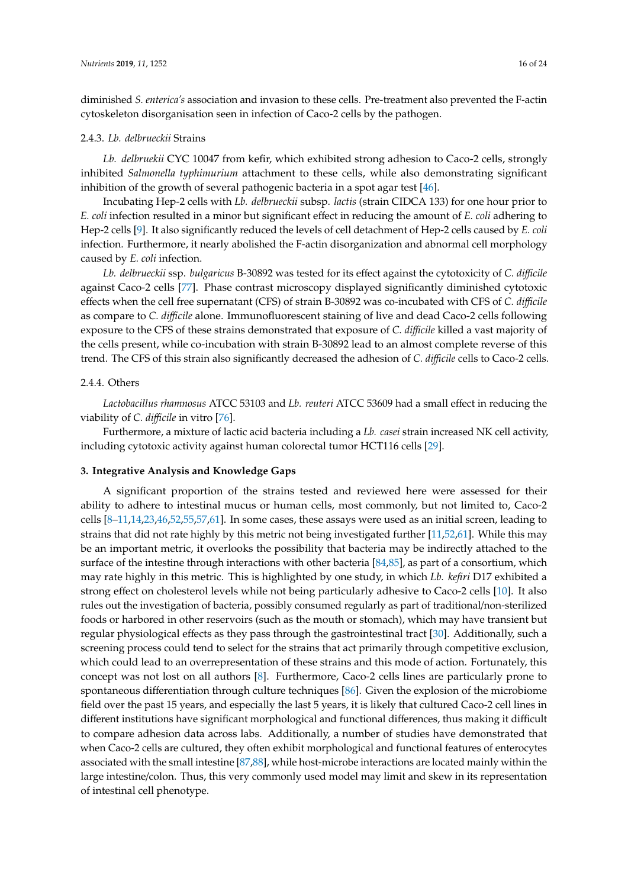diminished *S. enterica's* association and invasion to these cells. Pre-treatment also prevented the F-actin cytoskeleton disorganisation seen in infection of Caco-2 cells by the pathogen.

#### 2.4.3. *Lb. delbrueckii* Strains

*Lb. delbruekii* CYC 10047 from kefir, which exhibited strong adhesion to Caco-2 cells, strongly inhibited *Salmonella typhimurium* attachment to these cells, while also demonstrating significant inhibition of the growth of several pathogenic bacteria in a spot agar test [46].

Incubating Hep-2 cells with *Lb. delbrueckii* subsp. *lactis* (strain CIDCA 133) for one hour prior to *E. coli* infection resulted in a minor but significant effect in reducing the amount of *E. coli* adhering to Hep-2 cells [9]. It also significantly reduced the levels of cell detachment of Hep-2 cells caused by *E. coli* infection. Furthermore, it nearly abolished the F-actin disorganization and abnormal cell morphology caused by *E. coli* infection.

*Lb. delbrueckii* ssp. *bulgaricus* B-30892 was tested for its effect against the cytotoxicity of *C. difficile* against Caco-2 cells [77]. Phase contrast microscopy displayed significantly diminished cytotoxic effects when the cell free supernatant (CFS) of strain B-30892 was co-incubated with CFS of *C. difficile* as compare to *C. difficile* alone. Immunofluorescent staining of live and dead Caco-2 cells following exposure to the CFS of these strains demonstrated that exposure of *C. difficile* killed a vast majority of the cells present, while co-incubation with strain B-30892 lead to an almost complete reverse of this trend. The CFS of this strain also significantly decreased the adhesion of *C. difficile* cells to Caco-2 cells.

#### 2.4.4. Others

*Lactobacillus rhamnosus* ATCC 53103 and *Lb. reuteri* ATCC 53609 had a small effect in reducing the viability of *C. difficile* in vitro [76].

Furthermore, a mixture of lactic acid bacteria including a *Lb. casei* strain increased NK cell activity, including cytotoxic activity against human colorectal tumor HCT116 cells [29].

## 3. Integrative Analysis and Knowledge Gaps

A significant proportion of the strains tested and reviewed here were assessed for their ability to adhere to intestinal mucus or human cells, most commonly, but not limited to, Caco-2 cells [8–11,14,23,46,52,55,57,61]. In some cases, these assays were used as an initial screen, leading to strains that did not rate highly by this metric not being investigated further [11,52,61]. While this may be an important metric, it overlooks the possibility that bacteria may be indirectly attached to the surface of the intestine through interactions with other bacteria [84,85], as part of a consortium, which may rate highly in this metric. This is highlighted by one study, in which *Lb. kefiri* D17 exhibited a strong effect on cholesterol levels while not being particularly adhesive to Caco-2 cells [10]. It also rules out the investigation of bacteria, possibly consumed regularly as part of traditional/non-sterilized foods or harbored in other reservoirs (such as the mouth or stomach), which may have transient but regular physiological effects as they pass through the gastrointestinal tract [30]. Additionally, such a screening process could tend to select for the strains that act primarily through competitive exclusion, which could lead to an overrepresentation of these strains and this mode of action. Fortunately, this concept was not lost on all authors [8]. Furthermore, Caco-2 cells lines are particularly prone to spontaneous differentiation through culture techniques [86]. Given the explosion of the microbiome field over the past 15 years, and especially the last 5 years, it is likely that cultured Caco-2 cell lines in different institutions have significant morphological and functional differences, thus making it difficult to compare adhesion data across labs. Additionally, a number of studies have demonstrated that when Caco-2 cells are cultured, they often exhibit morphological and functional features of enterocytes associated with the small intestine [87,88], while host-microbe interactions are located mainly within the large intestine/colon. Thus, this very commonly used model may limit and skew in its representation of intestinal cell phenotype.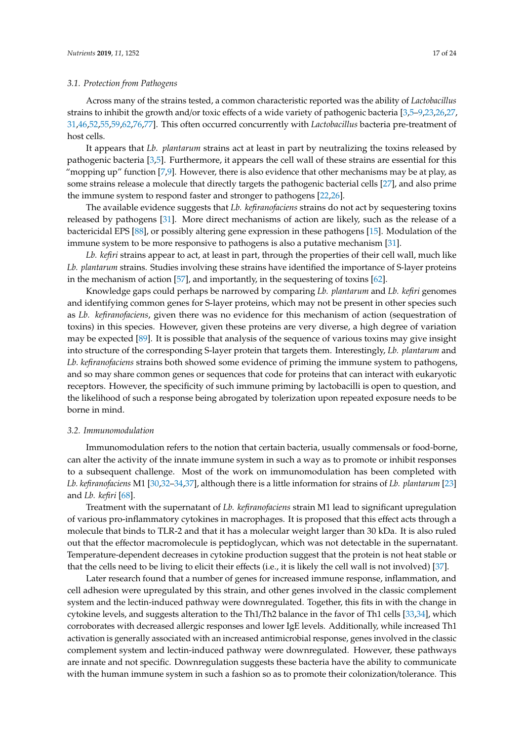### 3.1. Protection from Pathogens

Across many of the strains tested, a common characteristic reported was the ability of *Lactobacillus* strains to inhibit the growth and/or toxic effects of a wide variety of pathogenic bacteria [3,5–9,23,26,27,31,46,52,55,59,62,76,77]. This often occurred concurrently with *Lactobacillus* bacteria pre-treatment of host cells.

It appears that *Lb. plantarum* strains act at least in part by neutralizing the toxins released by pathogenic bacteria [3,5]. Furthermore, it appears the cell wall of these strains are essential for this "mopping up" function [7,9]. However, there is also evidence that other mechanisms may be at play, as some strains release a molecule that directly targets the pathogenic bacterial cells [27], and also prime the immune system to respond faster and stronger to pathogens [22,26].

The available evidence suggests that *Lb. kefiranofaciens* strains do not act by sequestering toxins released by pathogens [31]. More direct mechanisms of action are likely, such as the release of a bactericidal EPS [88], or possibly altering gene expression in these pathogens [15]. Modulation of the immune system to be more responsive to pathogens is also a putative mechanism [31].

*Lb. kefiri* strains appear to act, at least in part, through the properties of their cell wall, much like *Lb. plantarum* strains. Studies involving these strains have identified the importance of S-layer proteins in the mechanism of action [57], and importantly, in the sequestering of toxins [62].

Knowledge gaps could perhaps be narrowed by comparing *Lb. plantarum* and *Lb. kefiri* genomes and identifying common genes for S-layer proteins, which may not be present in other species such as *Lb. kefiranofaciens*, given there was no evidence for this mechanism of action (sequestration of toxins) in this species. However, given these proteins are very diverse, a high degree of variation may be expected [89]. It is possible that analysis of the sequence of various toxins may give insight into structure of the corresponding S-layer protein that targets them. Interestingly, *Lb. plantarum* and *Lb. kefiranofaciens* strains both showed some evidence of priming the immune system to pathogens, and so may share common genes or sequences that code for proteins that can interact with eukaryotic receptors. However, the specificity of such immune priming by lactobacilli is open to question, and the likelihood of such a response being abrogated by tolerization upon repeated exposure needs to be borne in mind.

### 3.2. Immunomodulation

Immunomodulation refers to the notion that certain bacteria, usually commensals or food-borne, can alter the activity of the innate immune system in such a way as to promote or inhibit responses to a subsequent challenge. Most of the work on immunomodulation has been completed with *Lb. kefiranofaciens* M1 [30,32–34,37], although there is a little information for strains of *Lb. plantarum* [23] and *Lb. kefiri* [68].

Treatment with the supernatant of *Lb. kefiranofaciens* strain M1 lead to significant upregulation of various pro-inflammatory cytokines in macrophages. It is proposed that this effect acts through a molecule that binds to TLR-2 and that it has a molecular weight larger than 30 kDa. It is also ruled out that the effector macromolecule is peptidoglycan, which was not detectable in the supernatant. Temperature-dependent decreases in cytokine production suggest that the protein is not heat stable or that the cells need to be living to elicit their effects (i.e., it is likely the cell wall is not involved) [37].

Later research found that a number of genes for increased immune response, inflammation, and cell adhesion were upregulated by this strain, and other genes involved in the classic complement system and the lectin-induced pathway were downregulated. Together, this fits in with the change in cytokine levels, and suggests alteration to the Th1/Th2 balance in the favor of Th1 cells [33,34], which corroborates with decreased allergic responses and lower IgE levels. Additionally, while increased Th1 activation is generally associated with an increased antimicrobial response, genes involved in the classic complement system and lectin-induced pathway were downregulated. However, these pathways are innate and not specific. Downregulation suggests these bacteria have the ability to communicate with the human immune system in such a fashion so as to promote their colonization/tolerance. This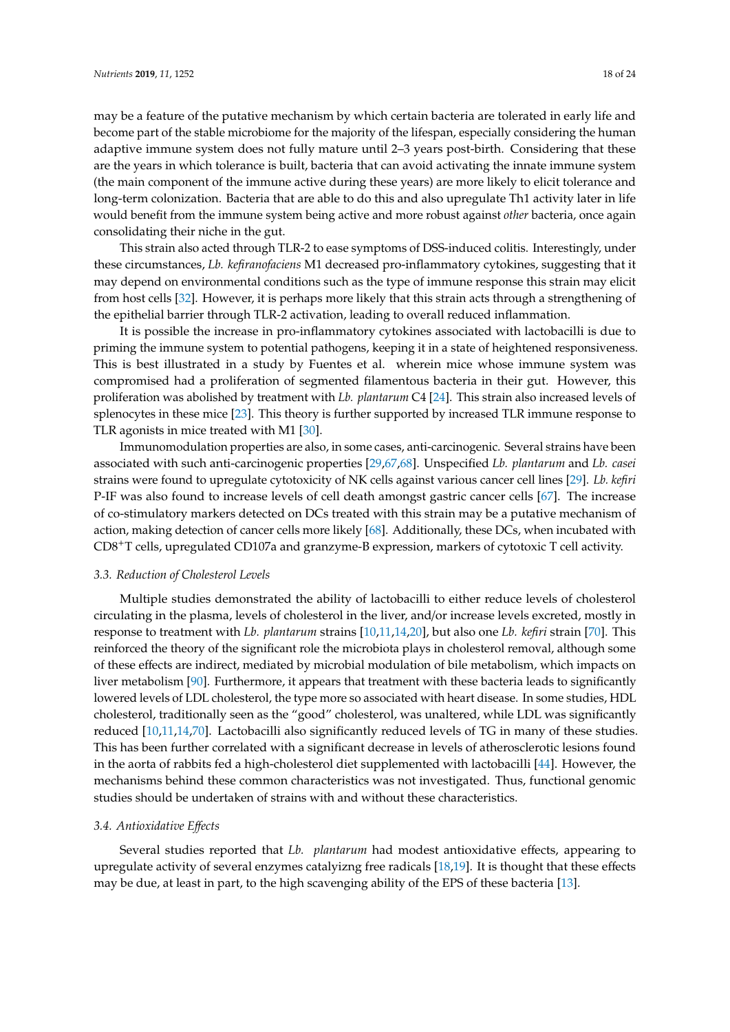may be a feature of the putative mechanism by which certain bacteria are tolerated in early life and become part of the stable microbiome for the majority of the lifespan, especially considering the human adaptive immune system does not fully mature until 2–3 years post-birth. Considering that these are the years in which tolerance is built, bacteria that can avoid activating the innate immune system (the main component of the immune active during these years) are more likely to elicit tolerance and long-term colonization. Bacteria that are able to do this and also upregulate Th1 activity later in life would benefit from the immune system being active and more robust against *other* bacteria, once again consolidating their niche in the gut.

This strain also acted through TLR-2 to ease symptoms of DSS-induced colitis. Interestingly, under these circumstances, *Lb. kefiranofaciens* M1 decreased pro-inflammatory cytokines, suggesting that it may depend on environmental conditions such as the type of immune response this strain may elicit from host cells [32]. However, it is perhaps more likely that this strain acts through a strengthening of the epithelial barrier through TLR-2 activation, leading to overall reduced inflammation.

It is possible the increase in pro-inflammatory cytokines associated with lactobacilli is due to priming the immune system to potential pathogens, keeping it in a state of heightened responsiveness. This is best illustrated in a study by Fuentes et al. wherein mice whose immune system was compromised had a proliferation of segmented filamentous bacteria in their gut. However, this proliferation was abolished by treatment with *Lb. plantarum* C4 [24]. This strain also increased levels of splenocytes in these mice [23]. This theory is further supported by increased TLR immune response to TLR agonists in mice treated with M1 [30].

Immunomodulation properties are also, in some cases, anti-carcinogenic. Several strains have been associated with such anti-carcinogenic properties [29,67,68]. Unspecified *Lb. plantarum* and *Lb. casei* strains were found to upregulate cytotoxicity of NK cells against various cancer cell lines [29]. *Lb. kefiri* P-IF was also found to increase levels of cell death amongst gastric cancer cells [67]. The increase of co-stimulatory markers detected on DCs treated with this strain may be a putative mechanism of action, making detection of cancer cells more likely [68]. Additionally, these DCs, when incubated with $CD8^{+}$T cells, upregulated CD107a and granzyme-B expression, markers of cytotoxic T cell activity.

### 3.3. Reduction of Cholesterol Levels

Multiple studies demonstrated the ability of lactobacilli to either reduce levels of cholesterol circulating in the plasma, levels of cholesterol in the liver, and/or increase levels excreted, mostly in response to treatment with *Lb. plantarum* strains [10,11,14,20], but also one *Lb. kefiri* strain [70]. This reinforced the theory of the significant role the microbiota plays in cholesterol removal, although some of these effects are indirect, mediated by microbial modulation of bile metabolism, which impacts on liver metabolism [90]. Furthermore, it appears that treatment with these bacteria leads to significantly lowered levels of LDL cholesterol, the type more so associated with heart disease. In some studies, HDL cholesterol, traditionally seen as the "good" cholesterol, was unaltered, while LDL was significantly reduced [10,11,14,70]. Lactobacilli also significantly reduced levels of TG in many of these studies. This has been further correlated with a significant decrease in levels of atherosclerotic lesions found in the aorta of rabbits fed a high-cholesterol diet supplemented with lactobacilli [44]. However, the mechanisms behind these common characteristics was not investigated. Thus, functional genomic studies should be undertaken of strains with and without these characteristics.

### 3.4. Antioxidative Effects

Several studies reported that *Lb. plantarum* had modest antioxidative effects, appearing to upregulate activity of several enzymes catalyizng free radicals [18,19]. It is thought that these effects may be due, at least in part, to the high scavenging ability of the EPS of these bacteria [13].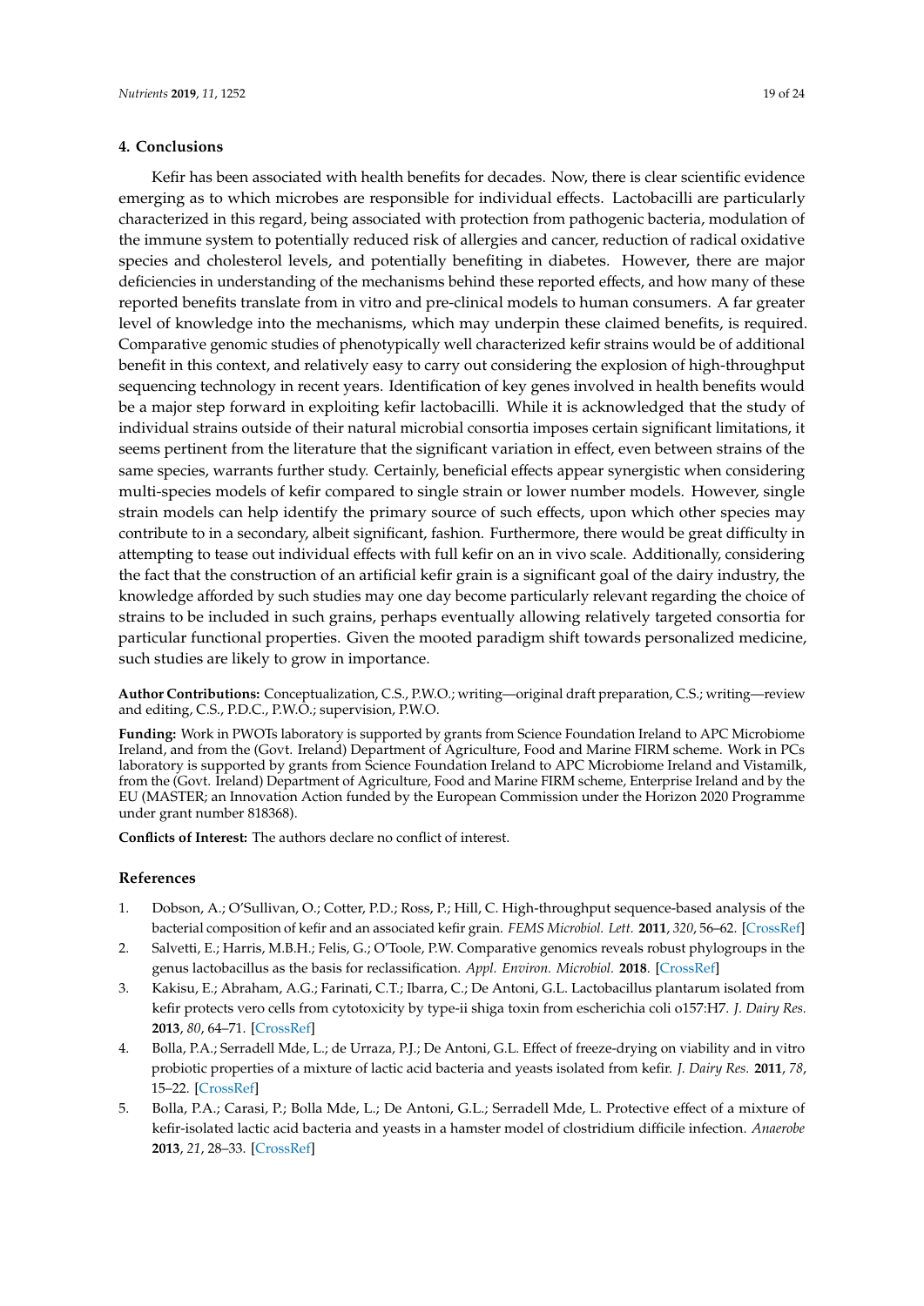## 4. Conclusions

Kefir has been associated with health benefits for decades. Now, there is clear scientific evidence emerging as to which microbes are responsible for individual effects. Lactobacilli are particularly characterized in this regard, being associated with protection from pathogenic bacteria, modulation of the immune system to potentially reduced risk of allergies and cancer, reduction of radical oxidative species and cholesterol levels, and potentially benefiting in diabetes. However, there are major deficiencies in understanding of the mechanisms behind these reported effects, and how many of these reported benefits translate from in vitro and pre-clinical models to human consumers. A far greater level of knowledge into the mechanisms, which may underpin these claimed benefits, is required. Comparative genomic studies of phenotypically well characterized kefir strains would be of additional benefit in this context, and relatively easy to carry out considering the explosion of high-throughput sequencing technology in recent years. Identification of key genes involved in health benefits would be a major step forward in exploiting kefir lactobacilli. While it is acknowledged that the study of individual strains outside of their natural microbial consortia imposes certain significant limitations, it seems pertinent from the literature that the significant variation in effect, even between strains of the same species, warrants further study. Certainly, beneficial effects appear synergistic when considering multi-species models of kefir compared to single strain or lower number models. However, single strain models can help identify the primary source of such effects, upon which other species may contribute to in a secondary, albeit significant, fashion. Furthermore, there would be great difficulty in attempting to tease out individual effects with full kefir on an in vivo scale. Additionally, considering the fact that the construction of an artificial kefir grain is a significant goal of the dairy industry, the knowledge afforded by such studies may one day become particularly relevant regarding the choice of strains to be included in such grains, perhaps eventually allowing relatively targeted consortia for particular functional properties. Given the mooted paradigm shift towards personalized medicine, such studies are likely to grow in importance.

**Author Contributions:** Conceptualization, C.S., P.W.O.; writing—original draft preparation, C.S.; writing—review and editing, C.S., P.D.C., P.W.O.; supervision, P.W.O.

**Funding:** Work in PWOTs laboratory is supported by grants from Science Foundation Ireland to APC Microbiome Ireland, and from the (Govt. Ireland) Department of Agriculture, Food and Marine FIRM scheme. Work in PCs laboratory is supported by grants from Science Foundation Ireland to APC Microbiome Ireland and Vistamilk, from the (Govt. Ireland) Department of Agriculture, Food and Marine FIRM scheme, Enterprise Ireland and by the EU (MASTER; an Innovation Action funded by the European Commission under the Horizon 2020 Programme under grant number 818368).

**Conflicts of Interest:** The authors declare no conflict of interest.

## References

1. Dobson, A.; O'Sullivan, O.; Cotter, P.D.; Ross, P.; Hill, C. High-throughput sequence-based analysis of the bacterial composition of kefir and an associated kefir grain. *FEMS Microbiol. Lett.* **2011**, *320*, 56–62. [CrossRef]
2. Salvetti, E.; Harris, M.B.H.; Felis, G.; O'Toole, P.W. Comparative genomics reveals robust phylogroups in the genus lactobacillus as the basis for reclassification. *Appl. Environ. Microbiol.* **2018**. [CrossRef]
3. Kakisu, E.; Abraham, A.G.; Farinati, C.T.; Ibarra, C.; De Antoni, G.L. Lactobacillus plantarum isolated from kefir protects vero cells from cytotoxicity by type-ii shiga toxin from escherichia coli o157:H7. *J. Dairy Res.* **2013**, *80*, 64–71. [CrossRef]
4. Bolla, P.A.; Serradell Mde, L.; de Urraza, P.J.; De Antoni, G.L. Effect of freeze-drying on viability and in vitro probiotic properties of a mixture of lactic acid bacteria and yeasts isolated from kefir. *J. Dairy Res.* **2011**, *78*, 15–22. [CrossRef]
5. Bolla, P.A.; Carasi, P.; Bolla Mde, L.; De Antoni, G.L.; Serradell Mde, L. Protective effect of a mixture of kefir-isolated lactic acid bacteria and yeasts in a hamster model of clostridium difficile infection. *Anaerobe* **2013**, *21*, 28–33. [CrossRef]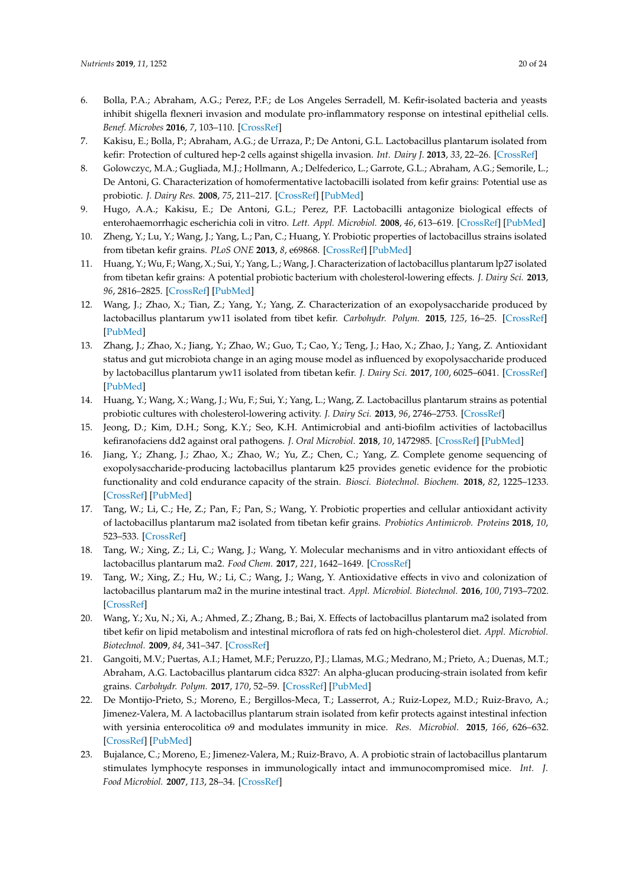6. Bolla, P.A.; Abraham, A.G.; Perez, P.F.; de Los Angeles Serradell, M. Kefir-isolated bacteria and yeasts inhibit shigella flexneri invasion and modulate pro-inflammatory response on intestinal epithelial cells. *Benef. Microbes* **2016**, *7*, 103–110. [CrossRef]
7. Kakisu, E.; Bolla, P.; Abraham, A.G.; de Urraza, P.; De Antoni, G.L. Lactobacillus plantarum isolated from kefir: Protection of cultured hep-2 cells against shigella invasion. *Int. Dairy J.* **2013**, *33*, 22–26. [CrossRef]
8. Golowczyc, M.A.; Gugliada, M.J.; Hollmann, A.; Delfederico, L.; Garrote, G.L.; Abraham, A.G.; Semorile, L.; De Antoni, G. Characterization of homofermentative lactobacilli isolated from kefir grains: Potential use as probiotic. *J. Dairy Res.* **2008**, *75*, 211–217. [CrossRef] [PubMed]
9. Hugo, A.A.; Kakisu, E.; De Antoni, G.L.; Perez, P.F. Lactobacilli antagonize biological effects of enterohaemorrhagic escherichia coli in vitro. *Lett. Appl. Microbiol.* **2008**, *46*, 613–619. [CrossRef] [PubMed]
10. Zheng, Y.; Lu, Y.; Wang, J.; Yang, L.; Pan, C.; Huang, Y. Probiotic properties of lactobacillus strains isolated from tibetan kefir grains. *PLoS ONE* **2013**, *8*, e69868. [CrossRef] [PubMed]
11. Huang, Y.; Wu, F.; Wang, X.; Sui, Y.; Yang, L.; Wang, J. Characterization of lactobacillus plantarum lp27 isolated from tibetan kefir grains: A potential probiotic bacterium with cholesterol-lowering effects. *J. Dairy Sci.* **2013**, *96*, 2816–2825. [CrossRef] [PubMed]
12. Wang, J.; Zhao, X.; Tian, Z.; Yang, Y.; Yang, Z. Characterization of an exopolysaccharide produced by lactobacillus plantarum yw11 isolated from tibet kefir. *Carbohydr. Polym.* **2015**, *125*, 16–25. [CrossRef] [PubMed]
13. Zhang, J.; Zhao, X.; Jiang, Y.; Zhao, W.; Guo, T.; Cao, Y.; Teng, J.; Hao, X.; Zhao, J.; Yang, Z. Antioxidant status and gut microbiota change in an aging mouse model as influenced by exopolysaccharide produced by lactobacillus plantarum yw11 isolated from tibetan kefir. *J. Dairy Sci.* **2017**, *100*, 6025–6041. [CrossRef] [PubMed]
14. Huang, Y.; Wang, X.; Wang, J.; Wu, F.; Sui, Y.; Yang, L.; Wang, Z. Lactobacillus plantarum strains as potential probiotic cultures with cholesterol-lowering activity. *J. Dairy Sci.* **2013**, *96*, 2746–2753. [CrossRef]
15. Jeong, D.; Kim, D.H.; Song, K.Y.; Seo, K.H. Antimicrobial and anti-biofilm activities of lactobacillus kefiranofaciens dd2 against oral pathogens. *J. Oral Microbiol.* **2018**, *10*, 1472985. [CrossRef] [PubMed]
16. Jiang, Y.; Zhang, J.; Zhao, X.; Zhao, W.; Yu, Z.; Chen, C.; Yang, Z. Complete genome sequencing of exopolysaccharide-producing lactobacillus plantarum k25 provides genetic evidence for the probiotic functionality and cold endurance capacity of the strain. *Biosci. Biotechnol. Biochem.* **2018**, *82*, 1225–1233. [CrossRef] [PubMed]
17. Tang, W.; Li, C.; He, Z.; Pan, F.; Pan, S.; Wang, Y. Probiotic properties and cellular antioxidant activity of lactobacillus plantarum ma2 isolated from tibetan kefir grains. *Probiotics Antimicrob. Proteins* **2018**, *10*, 523–533. [CrossRef]
18. Tang, W.; Xing, Z.; Li, C.; Wang, J.; Wang, Y. Molecular mechanisms and in vitro antioxidant effects of lactobacillus plantarum ma2. *Food Chem.* **2017**, *221*, 1642–1649. [CrossRef]
19. Tang, W.; Xing, Z.; Hu, W.; Li, C.; Wang, J.; Wang, Y. Antioxidative effects in vivo and colonization of lactobacillus plantarum ma2 in the murine intestinal tract. *Appl. Microbiol. Biotechnol.* **2016**, *100*, 7193–7202. [CrossRef]
20. Wang, Y.; Xu, N.; Xi, A.; Ahmed, Z.; Zhang, B.; Bai, X. Effects of lactobacillus plantarum ma2 isolated from tibet kefir on lipid metabolism and intestinal microflora of rats fed on high-cholesterol diet. *Appl. Microbiol. Biotechnol.* **2009**, *84*, 341–347. [CrossRef]
21. Gangoiti, M.V.; Puertas, A.I.; Hamet, M.F.; Peruzzo, P.J.; Llamas, M.G.; Medrano, M.; Prieto, A.; Duenas, M.T.; Abraham, A.G. Lactobacillus plantarum cidca 8327: An alpha-glucan producing-strain isolated from kefir grains. *Carbohydr. Polym.* **2017**, *170*, 52–59. [CrossRef] [PubMed]
22. De Montijo-Prieto, S.; Moreno, E.; Bergillos-Meca, T.; Lasserrot, A.; Ruiz-Lopez, M.D.; Ruiz-Bravo, A.; Jimenez-Valera, M. A lactobacillus plantarum strain isolated from kefir protects against intestinal infection with yersinia enterocolitica o9 and modulates immunity in mice. *Res. Microbiol.* **2015**, *166*, 626–632. [CrossRef] [PubMed]
23. Bujalance, C.; Moreno, E.; Jimenez-Valera, M.; Ruiz-Bravo, A. A probiotic strain of lactobacillus plantarum stimulates lymphocyte responses in immunologically intact and immunocompromised mice. *Int. J. Food Microbiol.* **2007**, *113*, 28–34. [CrossRef]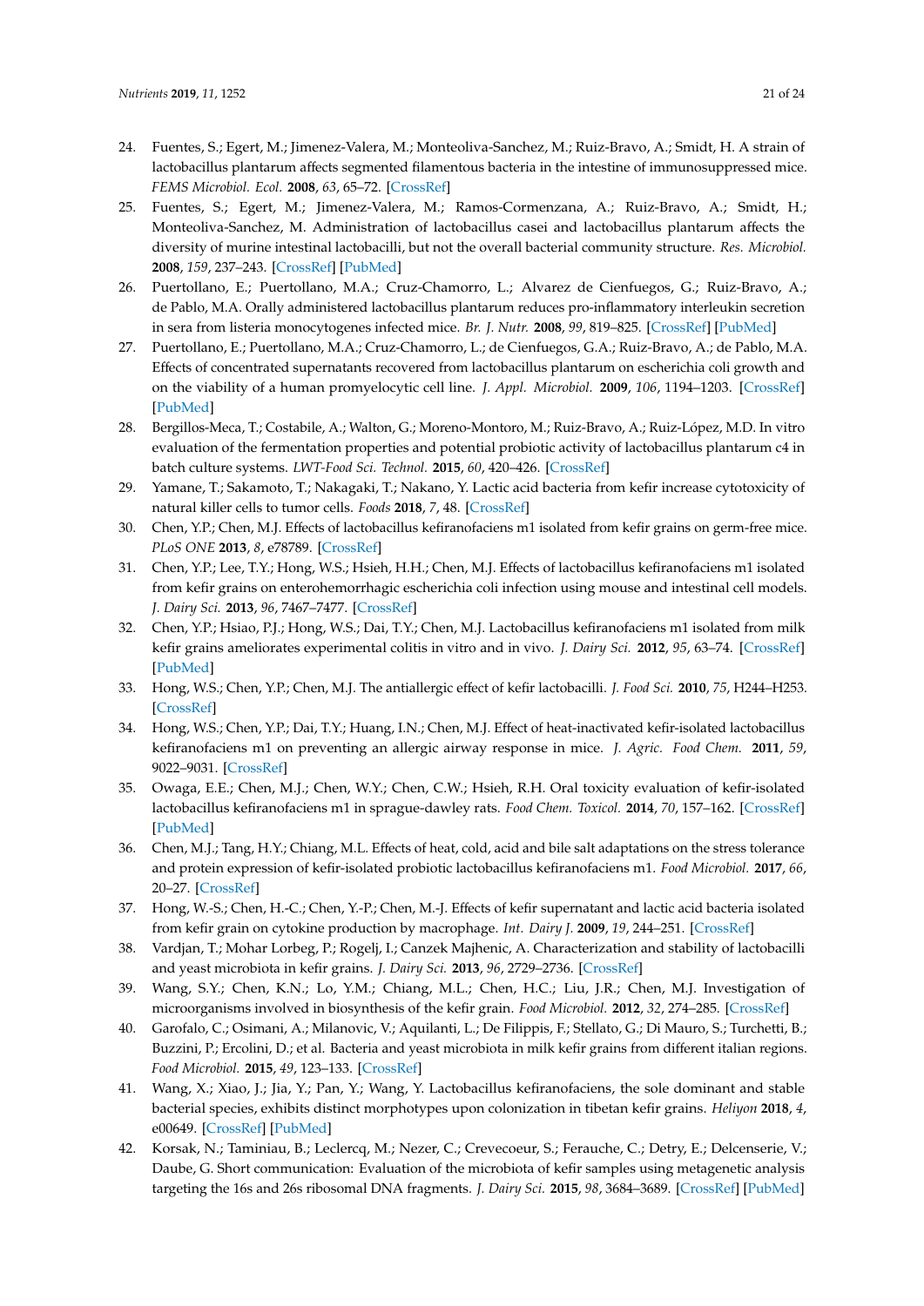24. Fuentes, S.; Egert, M.; Jimenez-Valera, M.; Monteoliva-Sanchez, M.; Ruiz-Bravo, A.; Smidt, H. A strain of lactobacillus plantarum affects segmented filamentous bacteria in the intestine of immunosuppressed mice. *FEMS Microbiol. Ecol.* **2008**, *63*, 65–72. [CrossRef]
25. Fuentes, S.; Egert, M.; Jimenez-Valera, M.; Ramos-Cormenzana, A.; Ruiz-Bravo, A.; Smidt, H.; Monteoliva-Sanchez, M. Administration of lactobacillus casei and lactobacillus plantarum affects the diversity of murine intestinal lactobacilli, but not the overall bacterial community structure. *Res. Microbiol.* **2008**, *159*, 237–243. [CrossRef] [PubMed]
26. Puertollano, E.; Puertollano, M.A.; Cruz-Chamorro, L.; Alvarez de Cienfuegos, G.; Ruiz-Bravo, A.; de Pablo, M.A. Orally administered lactobacillus plantarum reduces pro-inflammatory interleukin secretion in sera from listeria monocytogenes infected mice. *Br. J. Nutr.* **2008**, *99*, 819–825. [CrossRef] [PubMed]
27. Puertollano, E.; Puertollano, M.A.; Cruz-Chamorro, L.; de Cienfuegos, G.A.; Ruiz-Bravo, A.; de Pablo, M.A. Effects of concentrated supernatants recovered from lactobacillus plantarum on escherichia coli growth and on the viability of a human promyelocytic cell line. *J. Appl. Microbiol.* **2009**, *106*, 1194–1203. [CrossRef] [PubMed]
28. Bergillos-Meca, T.; Costabile, A.; Walton, G.; Moreno-Montoro, M.; Ruiz-Bravo, A.; Ruiz-López, M.D. In vitro evaluation of the fermentation properties and potential probiotic activity of lactobacillus plantarum c4 in batch culture systems. *LWT-Food Sci. Technol.* **2015**, *60*, 420–426. [CrossRef]
29. Yamane, T.; Sakamoto, T.; Nakagaki, T.; Nakano, Y. Lactic acid bacteria from kefir increase cytotoxicity of natural killer cells to tumor cells. *Foods* **2018**, *7*, 48. [CrossRef]
30. Chen, Y.P.; Chen, M.J. Effects of lactobacillus kefiranofaciens m1 isolated from kefir grains on germ-free mice. *PLoS ONE* **2013**, *8*, e78789. [CrossRef]
31. Chen, Y.P.; Lee, T.Y.; Hong, W.S.; Hsieh, H.H.; Chen, M.J. Effects of lactobacillus kefiranofaciens m1 isolated from kefir grains on enterohemorrhagic escherichia coli infection using mouse and intestinal cell models. *J. Dairy Sci.* **2013**, *96*, 7467–7477. [CrossRef]
32. Chen, Y.P.; Hsiao, P.J.; Hong, W.S.; Dai, T.Y.; Chen, M.J. Lactobacillus kefiranofaciens m1 isolated from milk kefir grains ameliorates experimental colitis in vitro and in vivo. *J. Dairy Sci.* **2012**, *95*, 63–74. [CrossRef] [PubMed]
33. Hong, W.S.; Chen, Y.P.; Chen, M.J. The antiallergic effect of kefir lactobacilli. *J. Food Sci.* **2010**, *75*, H244–H253. [CrossRef]
34. Hong, W.S.; Chen, Y.P.; Dai, T.Y.; Huang, I.N.; Chen, M.J. Effect of heat-inactivated kefir-isolated lactobacillus kefiranofaciens m1 on preventing an allergic airway response in mice. *J. Agric. Food Chem.* **2011**, *59*, 9022–9031. [CrossRef]
35. Owaga, E.E.; Chen, M.J.; Chen, W.Y.; Chen, C.W.; Hsieh, R.H. Oral toxicity evaluation of kefir-isolated lactobacillus kefiranofaciens m1 in sprague-dawley rats. *Food Chem. Toxicol.* **2014**, *70*, 157–162. [CrossRef] [PubMed]
36. Chen, M.J.; Tang, H.Y.; Chiang, M.L. Effects of heat, cold, acid and bile salt adaptations on the stress tolerance and protein expression of kefir-isolated probiotic lactobacillus kefiranofaciens m1. *Food Microbiol.* **2017**, *66*, 20–27. [CrossRef]
37. Hong, W.-S.; Chen, H.-C.; Chen, Y.-P.; Chen, M.-J. Effects of kefir supernatant and lactic acid bacteria isolated from kefir grain on cytokine production by macrophage. *Int. Dairy J.* **2009**, *19*, 244–251. [CrossRef]
38. Vardjan, T.; Mohar Lorbeg, P.; Rogelj, I.; Canzek Majhenic, A. Characterization and stability of lactobacilli and yeast microbiota in kefir grains. *J. Dairy Sci.* **2013**, *96*, 2729–2736. [CrossRef]
39. Wang, S.Y.; Chen, K.N.; Lo, Y.M.; Chiang, M.L.; Chen, H.C.; Liu, J.R.; Chen, M.J. Investigation of microorganisms involved in biosynthesis of the kefir grain. *Food Microbiol.* **2012**, *32*, 274–285. [CrossRef]
40. Garofalo, C.; Osimani, A.; Milanovic, V.; Aquilanti, L.; De Filippis, F.; Stellato, G.; Di Mauro, S.; Turchetti, B.; Buzzini, P.; Ercolini, D.; et al. Bacteria and yeast microbiota in milk kefir grains from different italian regions. *Food Microbiol.* **2015**, *49*, 123–133. [CrossRef]
41. Wang, X.; Xiao, J.; Jia, Y.; Pan, Y.; Wang, Y. Lactobacillus kefiranofaciens, the sole dominant and stable bacterial species, exhibits distinct morphotypes upon colonization in tibetan kefir grains. *Heliyon* **2018**, *4*, e00649. [CrossRef] [PubMed]
42. Korsak, N.; Taminiau, B.; Leclercq, M.; Nezer, C.; Crevecoeur, S.; Ferauche, C.; Detry, E.; Delcenserie, V.; Daube, G. Short communication: Evaluation of the microbiota of kefir samples using metagenetic analysis targeting the 16s and 26s ribosomal DNA fragments. *J. Dairy Sci.* **2015**, *98*, 3684–3689. [CrossRef] [PubMed]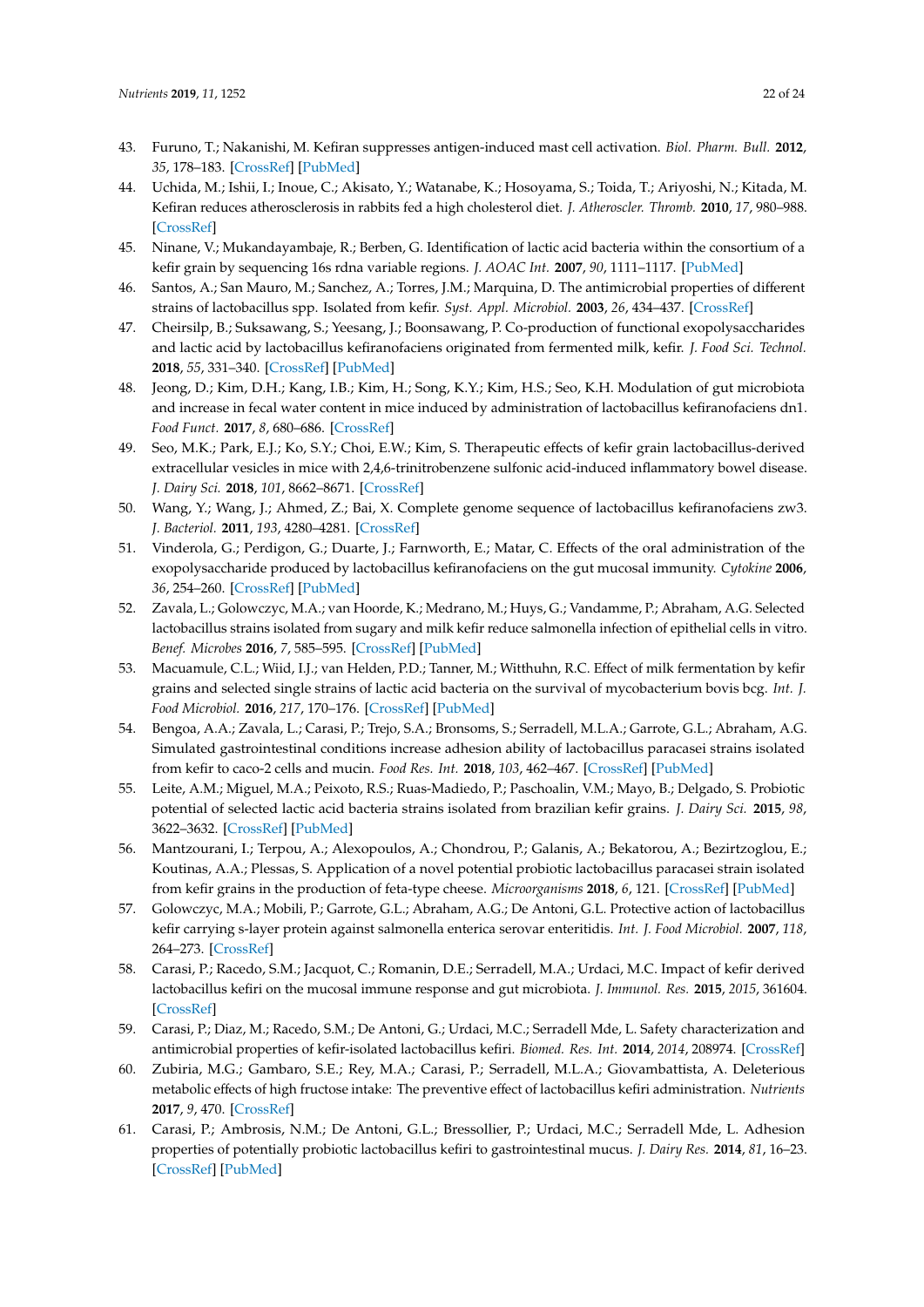43. Furuno, T.; Nakanishi, M. Kefiran suppresses antigen-induced mast cell activation. *Biol. Pharm. Bull.* **2012**, *35*, 178–183. [CrossRef] [PubMed]
44. Uchida, M.; Ishii, I.; Inoue, C.; Akisato, Y.; Watanabe, K.; Hosoyama, S.; Toida, T.; Ariyoshi, N.; Kitada, M. Kefiran reduces atherosclerosis in rabbits fed a high cholesterol diet. *J. Atheroscler. Thromb.* **2010**, *17*, 980–988. [CrossRef]
45. Ninane, V.; Mukandayambaje, R.; Berben, G. Identification of lactic acid bacteria within the consortium of a kefir grain by sequencing 16s rdna variable regions. *J. AOAC Int.* **2007**, *90*, 1111–1117. [PubMed]
46. Santos, A.; San Mauro, M.; Sanchez, A.; Torres, J.M.; Marquina, D. The antimicrobial properties of different strains of lactobacillus spp. Isolated from kefir. *Syst. Appl. Microbiol.* **2003**, *26*, 434–437. [CrossRef]
47. Cheirsilp, B.; Suksawang, S.; Yeesang, J.; Boonsawang, P. Co-production of functional exopolysaccharides and lactic acid by lactobacillus kefiranofaciens originated from fermented milk, kefir. *J. Food Sci. Technol.* **2018**, *55*, 331–340. [CrossRef] [PubMed]
48. Jeong, D.; Kim, D.H.; Kang, I.B.; Kim, H.; Song, K.Y.; Kim, H.S.; Seo, K.H. Modulation of gut microbiota and increase in fecal water content in mice induced by administration of lactobacillus kefiranofaciens dn1. *Food Funct.* **2017**, *8*, 680–686. [CrossRef]
49. Seo, M.K.; Park, E.J.; Ko, S.Y.; Choi, E.W.; Kim, S. Therapeutic effects of kefir grain lactobacillus-derived extracellular vesicles in mice with 2,4,6-trinitrobenzene sulfonic acid-induced inflammatory bowel disease. *J. Dairy Sci.* **2018**, *101*, 8662–8671. [CrossRef]
50. Wang, Y.; Wang, J.; Ahmed, Z.; Bai, X. Complete genome sequence of lactobacillus kefiranofaciens zw3. *J. Bacteriol.* **2011**, *193*, 4280–4281. [CrossRef]
51. Vinderola, G.; Perdigon, G.; Duarte, J.; Farnworth, E.; Matar, C. Effects of the oral administration of the exopolysaccharide produced by lactobacillus kefiranofaciens on the gut mucosal immunity. *Cytokine* **2006**, *36*, 254–260. [CrossRef] [PubMed]
52. Zavala, L.; Golowczyc, M.A.; van Hoorde, K.; Medrano, M.; Huys, G.; Vandamme, P.; Abraham, A.G. Selected lactobacillus strains isolated from sugary and milk kefir reduce salmonella infection of epithelial cells in vitro. *Benef. Microbes* **2016**, *7*, 585–595. [CrossRef] [PubMed]
53. Macuamule, C.L.; Wiid, I.J.; van Helden, P.D.; Tanner, M.; Witthuhn, R.C. Effect of milk fermentation by kefir grains and selected single strains of lactic acid bacteria on the survival of mycobacterium bovis bcg. *Int. J. Food Microbiol.* **2016**, *217*, 170–176. [CrossRef] [PubMed]
54. Bengoa, A.A.; Zavala, L.; Carasi, P.; Trejo, S.A.; Bronsoms, S.; Serradell, M.L.A.; Garrote, G.L.; Abraham, A.G. Simulated gastrointestinal conditions increase adhesion ability of lactobacillus paracasei strains isolated from kefir to caco-2 cells and mucin. *Food Res. Int.* **2018**, *103*, 462–467. [CrossRef] [PubMed]
55. Leite, A.M.; Miguel, M.A.; Peixoto, R.S.; Ruas-Madiedo, P.; Paschoalin, V.M.; Mayo, B.; Delgado, S. Probiotic potential of selected lactic acid bacteria strains isolated from brazilian kefir grains. *J. Dairy Sci.* **2015**, *98*, 3622–3632. [CrossRef] [PubMed]
56. Mantzourani, I.; Terpou, A.; Alexopoulos, A.; Chondrou, P.; Galanis, A.; Bekatorou, A.; Bezirtzoglou, E.; Koutinas, A.A.; Plessas, S. Application of a novel potential probiotic lactobacillus paracasei strain isolated from kefir grains in the production of feta-type cheese. *Microorganisms* **2018**, *6*, 121. [CrossRef] [PubMed]
57. Golowczyc, M.A.; Mobili, P.; Garrote, G.L.; Abraham, A.G.; De Antoni, G.L. Protective action of lactobacillus kefir carrying s-layer protein against salmonella enterica serovar enteritidis. *Int. J. Food Microbiol.* **2007**, *118*, 264–273. [CrossRef]
58. Carasi, P.; Racedo, S.M.; Jacquot, C.; Romanin, D.E.; Serradell, M.A.; Urdaci, M.C. Impact of kefir derived lactobacillus kefiri on the mucosal immune response and gut microbiota. *J. Immunol. Res.* **2015**, *2015*, 361604. [CrossRef]
59. Carasi, P.; Diaz, M.; Racedo, S.M.; De Antoni, G.; Urdaci, M.C.; Serradell Mde, L. Safety characterization and antimicrobial properties of kefir-isolated lactobacillus kefiri. *Biomed. Res. Int.* **2014**, *2014*, 208974. [CrossRef]
60. Zubiria, M.G.; Gambaro, S.E.; Rey, M.A.; Carasi, P.; Serradell, M.L.A.; Giovambattista, A. Deleterious metabolic effects of high fructose intake: The preventive effect of lactobacillus kefiri administration. *Nutrients* **2017**, *9*, 470. [CrossRef]
61. Carasi, P.; Ambrosis, N.M.; De Antoni, G.L.; Bressollier, P.; Urdaci, M.C.; Serradell Mde, L. Adhesion properties of potentially probiotic lactobacillus kefiri to gastrointestinal mucus. *J. Dairy Res.* **2014**, *81*, 16–23. [CrossRef] [PubMed]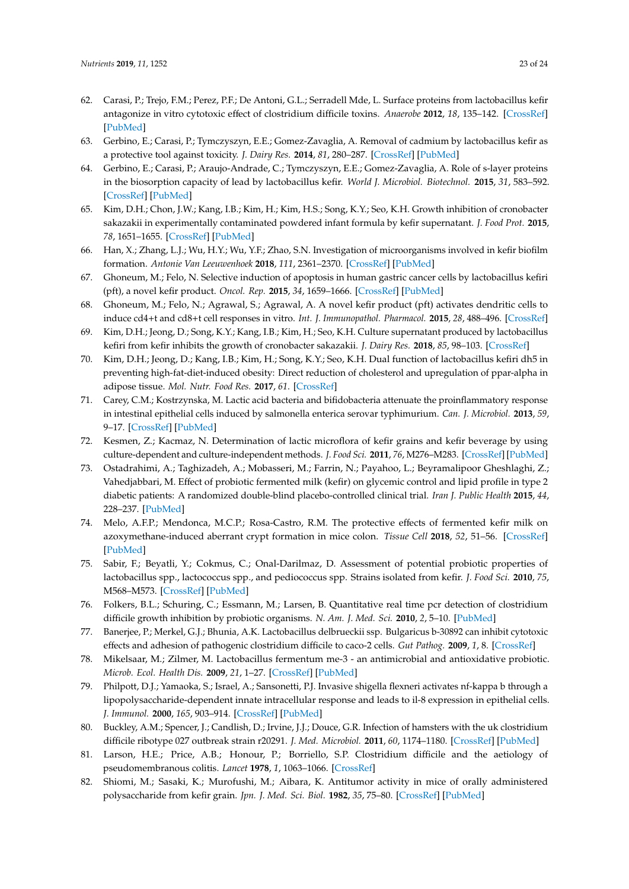62. Carasi, P.; Trejo, F.M.; Perez, P.F.; De Antoni, G.L.; Serradell Mde, L. Surface proteins from lactobacillus kefir antagonize in vitro cytotoxic effect of clostridium difficile toxins. *Anaerobe* **2012**, *18*, 135–142. [CrossRef] [PubMed]
63. Gerbino, E.; Carasi, P.; Tymczyszyn, E.E.; Gomez-Zavaglia, A. Removal of cadmium by lactobacillus kefir as a protective tool against toxicity. *J. Dairy Res.* **2014**, *81*, 280–287. [CrossRef] [PubMed]
64. Gerbino, E.; Carasi, P.; Araujo-Andrade, C.; Tymczyszyn, E.E.; Gomez-Zavaglia, A. Role of s-layer proteins in the biosorption capacity of lead by lactobacillus kefir. *World J. Microbiol. Biotechnol.* **2015**, *31*, 583–592. [CrossRef] [PubMed]
65. Kim, D.H.; Chon, J.W.; Kang, I.B.; Kim, H.; Kim, H.S.; Song, K.Y.; Seo, K.H. Growth inhibition of cronobacter sakazakii in experimentally contaminated powdered infant formula by kefir supernatant. *J. Food Prot.* **2015**, *78*, 1651–1655. [CrossRef] [PubMed]
66. Han, X.; Zhang, L.J.; Wu, H.Y.; Wu, Y.F.; Zhao, S.N. Investigation of microorganisms involved in kefir biofilm formation. *Antonie Van Leeuwenhoek* **2018**, *111*, 2361–2370. [CrossRef] [PubMed]
67. Ghoneum, M.; Felo, N. Selective induction of apoptosis in human gastric cancer cells by lactobacillus kefiri (pft), a novel kefir product. *Oncol. Rep.* **2015**, *34*, 1659–1666. [CrossRef] [PubMed]
68. Ghoneum, M.; Felo, N.; Agrawal, S.; Agrawal, A. A novel kefir product (pft) activates dendritic cells to induce cd4+t and cd8+t cell responses in vitro. *Int. J. Immunopathol. Pharmacol.* **2015**, *28*, 488–496. [CrossRef]
69. Kim, D.H.; Jeong, D.; Song, K.Y.; Kang, I.B.; Kim, H.; Seo, K.H. Culture supernatant produced by lactobacillus kefiri from kefir inhibits the growth of cronobacter sakazakii. *J. Dairy Res.* **2018**, *85*, 98–103. [CrossRef]
70. Kim, D.H.; Jeong, D.; Kang, I.B.; Kim, H.; Song, K.Y.; Seo, K.H. Dual function of lactobacillus kefiri dh5 in preventing high-fat-diet-induced obesity: Direct reduction of cholesterol and upregulation of ppar-alpha in adipose tissue. *Mol. Nutr. Food Res.* **2017**, *61*. [CrossRef]
71. Carey, C.M.; Kostrzynska, M. Lactic acid bacteria and bifidobacteria attenuate the proinflammatory response in intestinal epithelial cells induced by salmonella enterica serovar typhimurium. *Can. J. Microbiol.* **2013**, *59*, 9–17. [CrossRef] [PubMed]
72. Kesmen, Z.; Kacmaz, N. Determination of lactic microflora of kefir grains and kefir beverage by using culture-dependent and culture-independent methods. *J. Food Sci.* **2011**, *76*, M276–M283. [CrossRef] [PubMed]
73. Ostadrahimi, A.; Taghizadeh, A.; Mobasseri, M.; Farrin, N.; Payahoo, L.; Beyramalipoor Gheshlaghi, Z.; Vahedjabbari, M. Effect of probiotic fermented milk (kefir) on glycemic control and lipid profile in type 2 diabetic patients: A randomized double-blind placebo-controlled clinical trial. *Iran J. Public Health* **2015**, *44*, 228–237. [PubMed]
74. Melo, A.F.P.; Mendonca, M.C.P.; Rosa-Castro, R.M. The protective effects of fermented kefir milk on azoxymethane-induced aberrant crypt formation in mice colon. *Tissue Cell* **2018**, *52*, 51–56. [CrossRef] [PubMed]
75. Sabir, F.; Beyatli, Y.; Cokmus, C.; Onal-Darilmaz, D. Assessment of potential probiotic properties of lactobacillus spp., lactococcus spp., and pediococcus spp. Strains isolated from kefir. *J. Food Sci.* **2010**, *75*, M568–M573. [CrossRef] [PubMed]
76. Folkers, B.L.; Schuring, C.; Essmann, M.; Larsen, B. Quantitative real time pcr detection of clostridium difficile growth inhibition by probiotic organisms. *N. Am. J. Med. Sci.* **2010**, *2*, 5–10. [PubMed]
77. Banerjee, P.; Merkel, G.J.; Bhunia, A.K. Lactobacillus delbrueckii ssp. Bulgaricus b-30892 can inhibit cytotoxic effects and adhesion of pathogenic clostridium difficile to caco-2 cells. *Gut Pathog.* **2009**, *1*, 8. [CrossRef]
78. Mikelsaar, M.; Zilmer, M. Lactobacillus fermentum me-3 - an antimicrobial and antioxidative probiotic. *Microb. Ecol. Health Dis.* **2009**, *21*, 1–27. [CrossRef] [PubMed]
79. Philpott, D.J.; Yamaoka, S.; Israel, A.; Sansonetti, P.J. Invasive shigella flexneri activates nf-kappa b through a lipopolysaccharide-dependent innate intracellular response and leads to il-8 expression in epithelial cells. *J. Immunol.* **2000**, *165*, 903–914. [CrossRef] [PubMed]
80. Buckley, A.M.; Spencer, J.; Candlish, D.; Irvine, J.J.; Douce, G.R. Infection of hamsters with the uk clostridium difficile ribotype 027 outbreak strain r20291. *J. Med. Microbiol.* **2011**, *60*, 1174–1180. [CrossRef] [PubMed]
81. Larson, H.E.; Price, A.B.; Honour, P.; Borriello, S.P. Clostridium difficile and the aetiology of pseudomembranous colitis. *Lancet* **1978**, *1*, 1063–1066. [CrossRef]
82. Shiomi, M.; Sasaki, K.; Murofushi, M.; Aibara, K. Antitumor activity in mice of orally administered polysaccharide from kefir grain. *Jpn. J. Med. Sci. Biol.* **1982**, *35*, 75–80. [CrossRef] [PubMed]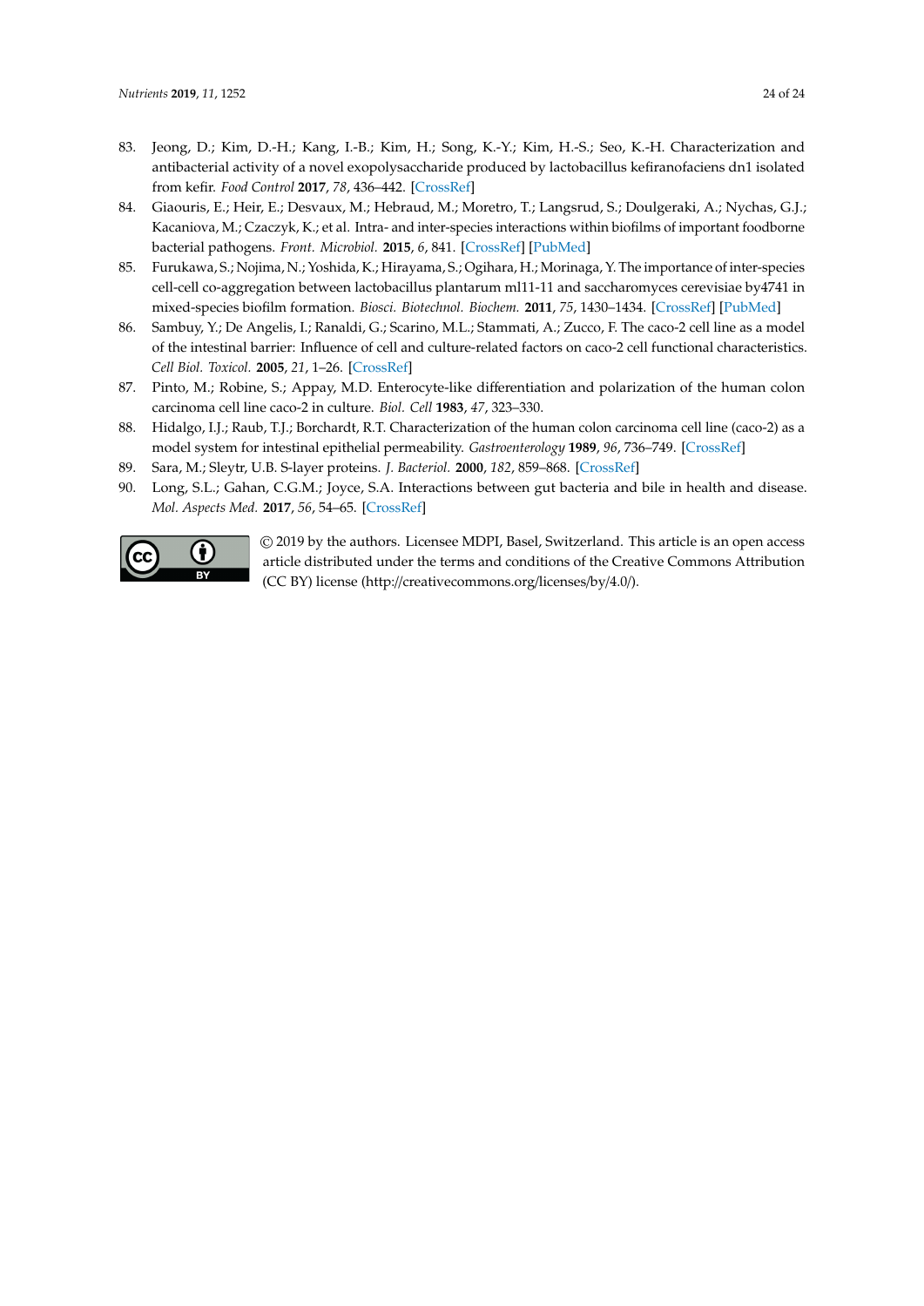83. Jeong, D.; Kim, D.-H.; Kang, I.-B.; Kim, H.; Song, K.-Y.; Kim, H.-S.; Seo, K.-H. Characterization and antibacterial activity of a novel exopolysaccharide produced by lactobacillus kefiranofaciens dn1 isolated from kefir. *Food Control* **2017**, *78*, 436–442. [CrossRef]
84. Giaouris, E.; Heir, E.; Desvaux, M.; Hebraud, M.; Moretro, T.; Langsrud, S.; Doulgeraki, A.; Nychas, G.J.; Kacaniova, M.; Czaczyk, K.; et al. Intra- and inter-species interactions within biofilms of important foodborne bacterial pathogens. *Front. Microbiol.* **2015**, *6*, 841. [CrossRef] [PubMed]
85. Furukawa, S.; Nojima, N.; Yoshida, K.; Hirayama, S.; Ogihara, H.; Morinaga, Y. The importance of inter-species cell-cell co-aggregation between lactobacillus plantarum ml11-11 and saccharomyces cerevisiae by4741 in mixed-species biofilm formation. *Biosci. Biotechnol. Biochem.* **2011**, *75*, 1430–1434. [CrossRef] [PubMed]
86. Sambuy, Y.; De Angelis, I.; Ranaldi, G.; Scarino, M.L.; Stammati, A.; Zucco, F. The caco-2 cell line as a model of the intestinal barrier: Influence of cell and culture-related factors on caco-2 cell functional characteristics. *Cell Biol. Toxicol.* **2005**, *21*, 1–26. [CrossRef]
87. Pinto, M.; Robine, S.; Appay, M.D. Enterocyte-like differentiation and polarization of the human colon carcinoma cell line caco-2 in culture. *Biol. Cell* **1983**, *47*, 323–330.
88. Hidalgo, I.J.; Raub, T.J.; Borchardt, R.T. Characterization of the human colon carcinoma cell line (caco-2) as a model system for intestinal epithelial permeability. *Gastroenterology* **1989**, *96*, 736–749. [CrossRef]
89. Sara, M.; Sleytr, U.B. S-layer proteins. *J. Bacteriol.* **2000**, *182*, 859–868. [CrossRef]
90. Long, S.L.; Gahan, C.G.M.; Joyce, S.A. Interactions between gut bacteria and bile in health and disease. *Mol. Aspects Med.* **2017**, *56*, 54–65. [CrossRef]

© 2019 by the authors. Licensee MDPI, Basel, Switzerland. This article is an open access article distributed under the terms and conditions of the Creative Commons Attribution (CC BY) license (http://creativecommons.org/licenses/by/4.0/).